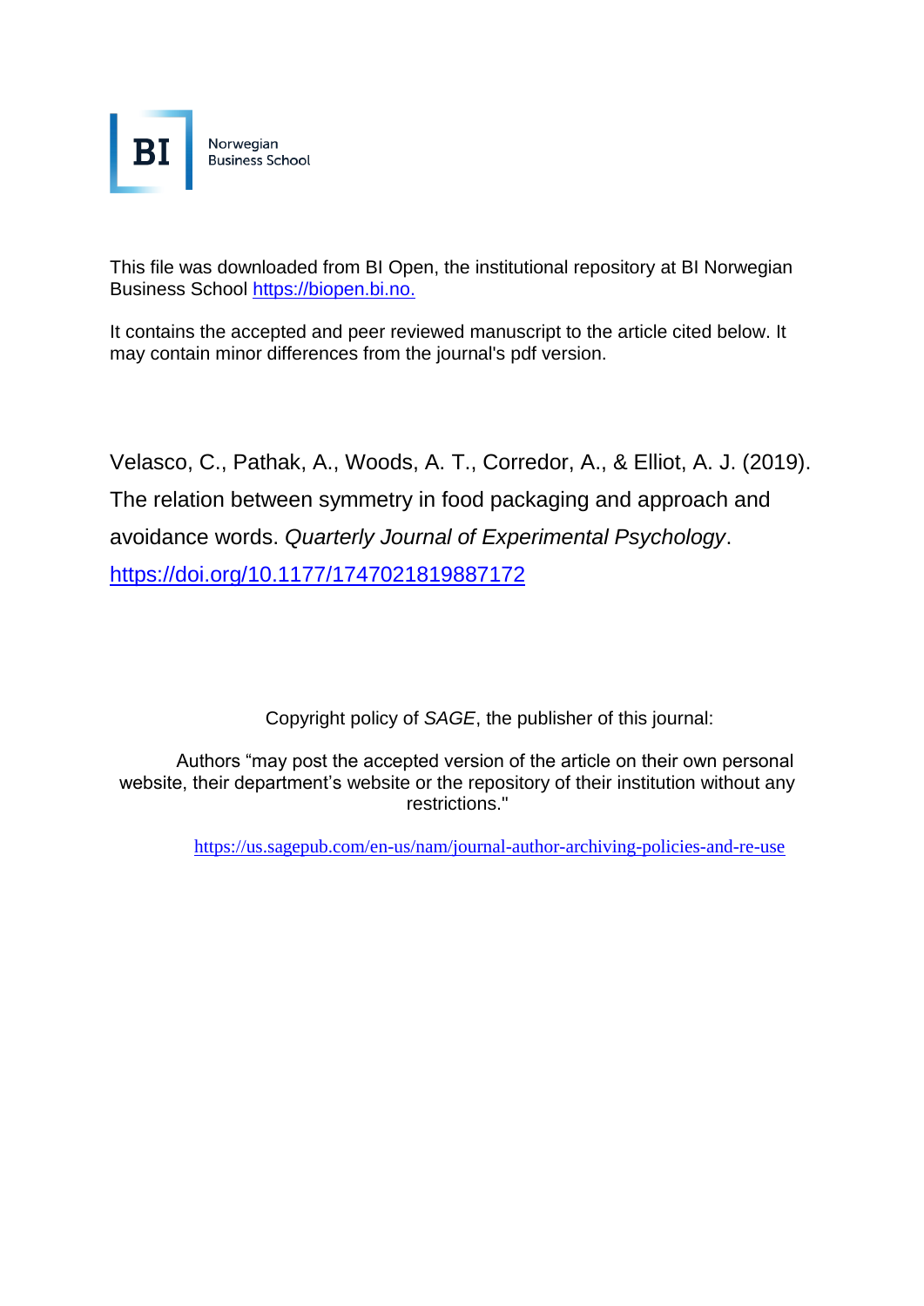BI Norwegian Business School

This file was downloaded from BI Open, the institutional repository at BI Norwegian Business School https://biopen.bi.no.

It contains the accepted and peer reviewed manuscript to the article cited below. It may contain minor differences from the journal's pdf version.

Velasco, C., Pathak, A., Woods, A. T., Corredor, A., & Elliot, A. J. (2019). The relation between symmetry in food packaging and approach and avoidance words. *Quarterly Journal of Experimental Psychology*. https://doi.org/10.1177/1747021819887172

Copyright policy of *SAGE*, the publisher of this journal:

Authors "may post the accepted version of the article on their own personal website, their department's website or the repository of their institution without any restrictions."

https://us.sagepub.com/en-us/nam/journal-author-archiving-policies-and-re-use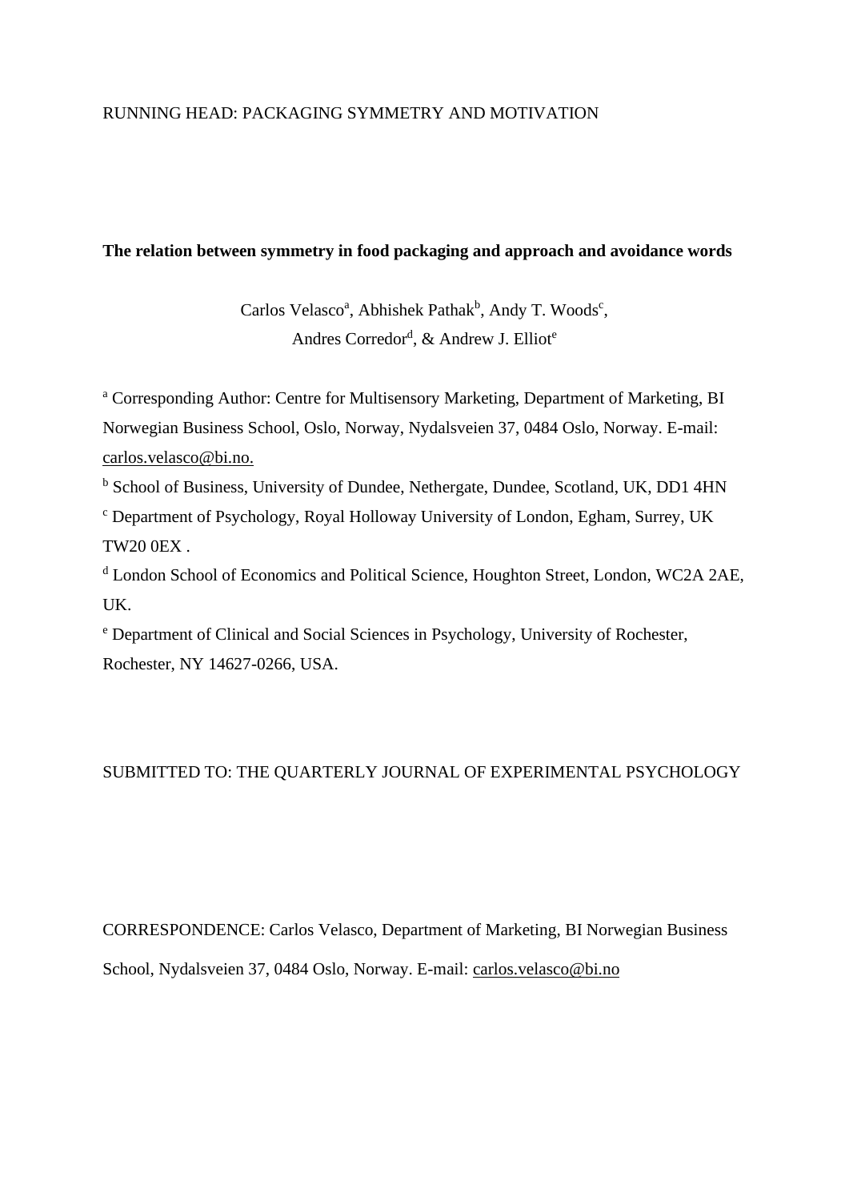RUNNING HEAD: PACKAGING SYMMETRY AND MOTIVATION

**The relation between symmetry in food packaging and approach and avoidance words**

Carlos Velasco[a], Abhishek Pathak[b], Andy T. Woods[c],
Andres Corredor[d], & Andrew J. Elliot[e]

[a] Corresponding Author: Centre for Multisensory Marketing, Department of Marketing, BI Norwegian Business School, Oslo, Norway, Nydalsveien 37, 0484 Oslo, Norway. E-mail: carlos.velasco@bi.no.

[b] School of Business, University of Dundee, Nethergate, Dundee, Scotland, UK, DD1 4HN

[c] Department of Psychology, Royal Holloway University of London, Egham, Surrey, UK TW20 0EX .

[d] London School of Economics and Political Science, Houghton Street, London, WC2A 2AE, UK.

[e] Department of Clinical and Social Sciences in Psychology, University of Rochester, Rochester, NY 14627-0266, USA.

SUBMITTED TO: THE QUARTERLY JOURNAL OF EXPERIMENTAL PSYCHOLOGY

CORRESPONDENCE: Carlos Velasco, Department of Marketing, BI Norwegian Business School, Nydalsveien 37, 0484 Oslo, Norway. E-mail: carlos.velasco@bi.no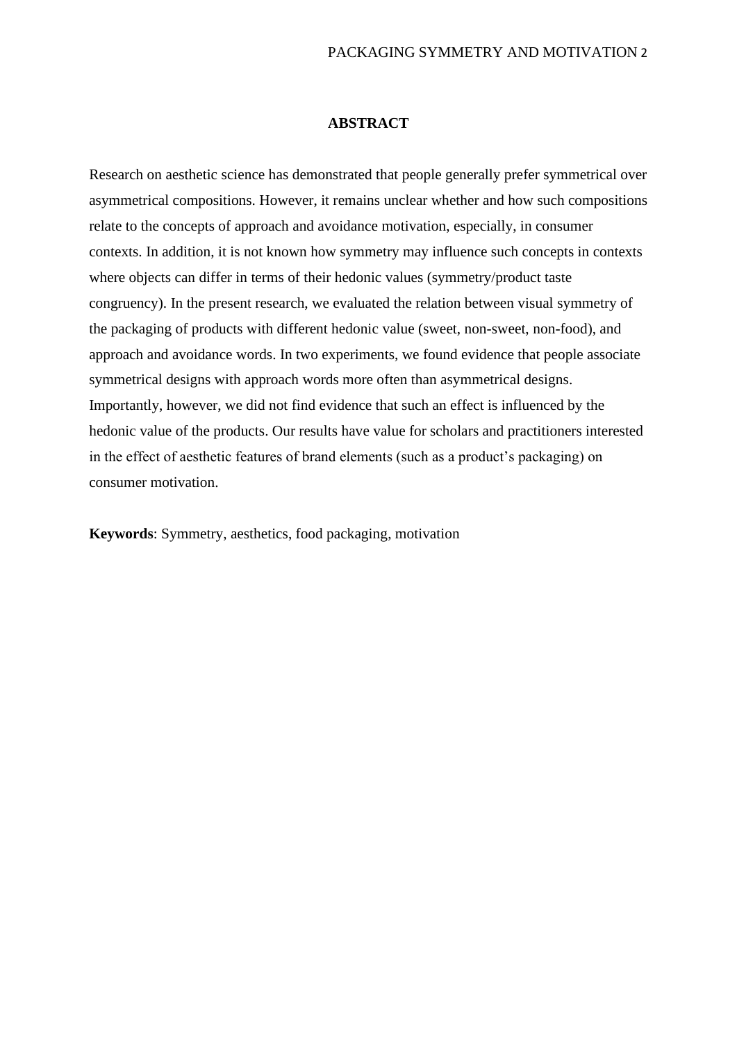## ABSTRACT

Research on aesthetic science has demonstrated that people generally prefer symmetrical over asymmetrical compositions. However, it remains unclear whether and how such compositions relate to the concepts of approach and avoidance motivation, especially, in consumer contexts. In addition, it is not known how symmetry may influence such concepts in contexts where objects can differ in terms of their hedonic values (symmetry/product taste congruency). In the present research, we evaluated the relation between visual symmetry of the packaging of products with different hedonic value (sweet, non-sweet, non-food), and approach and avoidance words. In two experiments, we found evidence that people associate symmetrical designs with approach words more often than asymmetrical designs. Importantly, however, we did not find evidence that such an effect is influenced by the hedonic value of the products. Our results have value for scholars and practitioners interested in the effect of aesthetic features of brand elements (such as a product's packaging) on consumer motivation.

**Keywords**: Symmetry, aesthetics, food packaging, motivation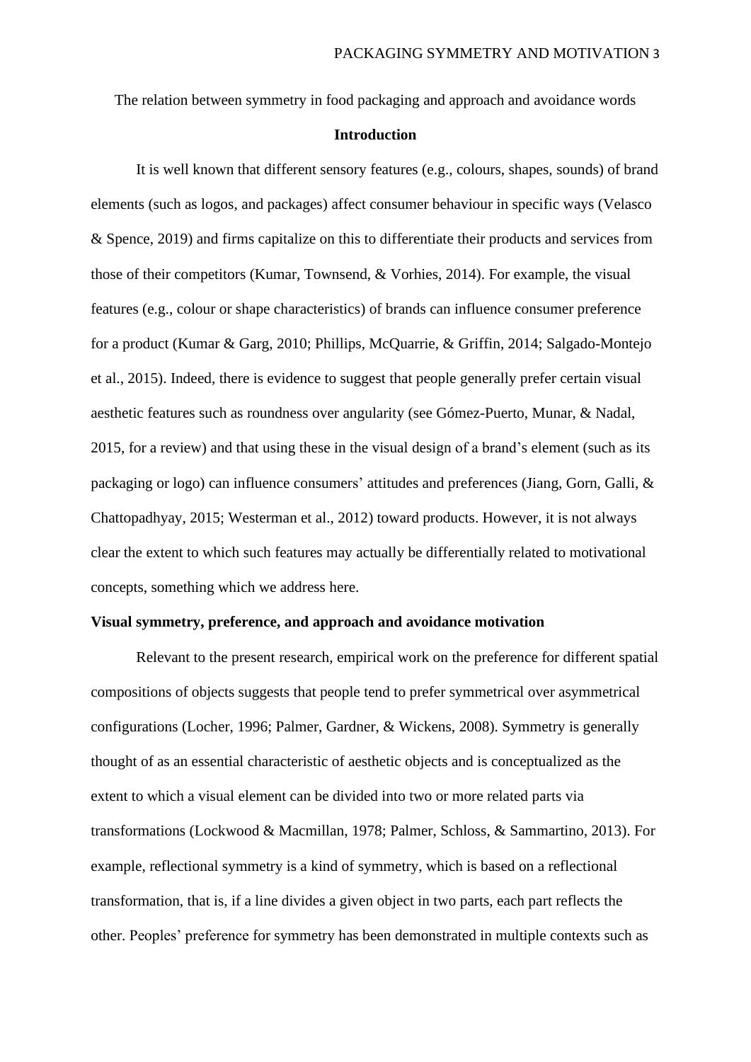The relation between symmetry in food packaging and approach and avoidance words

## Introduction

It is well known that different sensory features (e.g., colours, shapes, sounds) of brand elements (such as logos, and packages) affect consumer behaviour in specific ways (Velasco & Spence, 2019) and firms capitalize on this to differentiate their products and services from those of their competitors (Kumar, Townsend, & Vorhies, 2014). For example, the visual features (e.g., colour or shape characteristics) of brands can influence consumer preference for a product (Kumar & Garg, 2010; Phillips, McQuarrie, & Griffin, 2014; Salgado-Montejo et al., 2015). Indeed, there is evidence to suggest that people generally prefer certain visual aesthetic features such as roundness over angularity (see Gómez-Puerto, Munar, & Nadal, 2015, for a review) and that using these in the visual design of a brand's element (such as its packaging or logo) can influence consumers' attitudes and preferences (Jiang, Gorn, Galli, & Chattopadhyay, 2015; Westerman et al., 2012) toward products. However, it is not always clear the extent to which such features may actually be differentially related to motivational concepts, something which we address here.

### Visual symmetry, preference, and approach and avoidance motivation

Relevant to the present research, empirical work on the preference for different spatial compositions of objects suggests that people tend to prefer symmetrical over asymmetrical configurations (Locher, 1996; Palmer, Gardner, & Wickens, 2008). Symmetry is generally thought of as an essential characteristic of aesthetic objects and is conceptualized as the extent to which a visual element can be divided into two or more related parts via transformations (Lockwood & Macmillan, 1978; Palmer, Schloss, & Sammartino, 2013). For example, reflectional symmetry is a kind of symmetry, which is based on a reflectional transformation, that is, if a line divides a given object in two parts, each part reflects the other. Peoples' preference for symmetry has been demonstrated in multiple contexts such as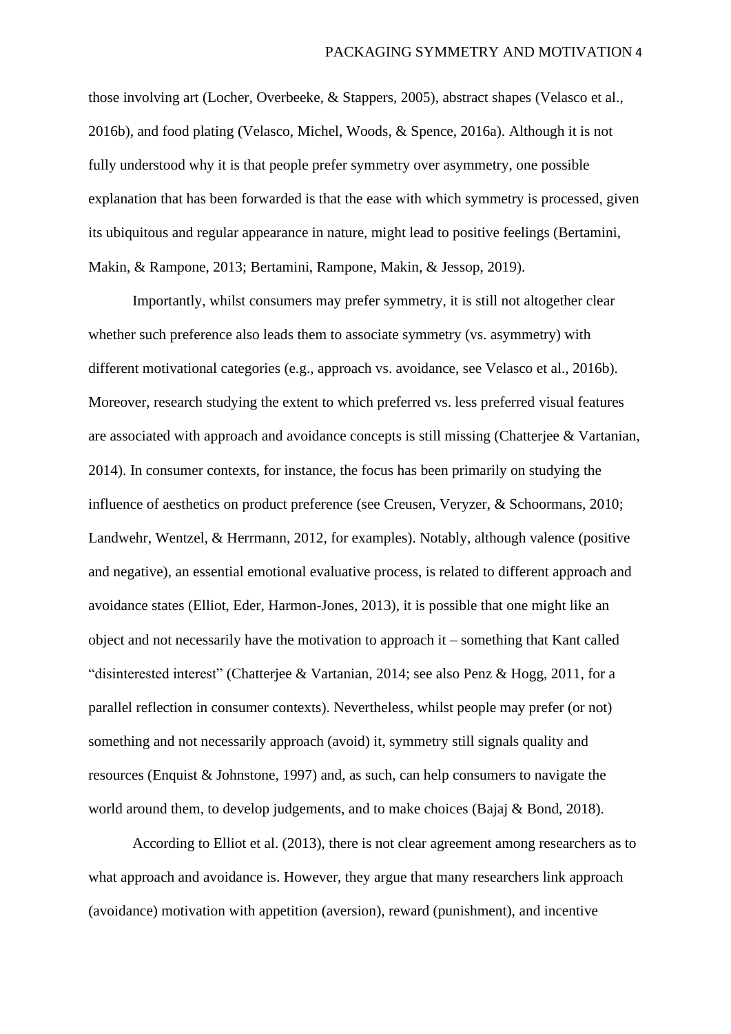those involving art (Locher, Overbeeke, & Stappers, 2005), abstract shapes (Velasco et al., 2016b), and food plating (Velasco, Michel, Woods, & Spence, 2016a). Although it is not fully understood why it is that people prefer symmetry over asymmetry, one possible explanation that has been forwarded is that the ease with which symmetry is processed, given its ubiquitous and regular appearance in nature, might lead to positive feelings (Bertamini, Makin, & Rampone, 2013; Bertamini, Rampone, Makin, & Jessop, 2019).

Importantly, whilst consumers may prefer symmetry, it is still not altogether clear whether such preference also leads them to associate symmetry (vs. asymmetry) with different motivational categories (e.g., approach vs. avoidance, see Velasco et al., 2016b). Moreover, research studying the extent to which preferred vs. less preferred visual features are associated with approach and avoidance concepts is still missing (Chatterjee & Vartanian, 2014). In consumer contexts, for instance, the focus has been primarily on studying the influence of aesthetics on product preference (see Creusen, Veryzer, & Schoormans, 2010; Landwehr, Wentzel, & Herrmann, 2012, for examples). Notably, although valence (positive and negative), an essential emotional evaluative process, is related to different approach and avoidance states (Elliot, Eder, Harmon-Jones, 2013), it is possible that one might like an object and not necessarily have the motivation to approach it – something that Kant called "disinterested interest" (Chatterjee & Vartanian, 2014; see also Penz & Hogg, 2011, for a parallel reflection in consumer contexts). Nevertheless, whilst people may prefer (or not) something and not necessarily approach (avoid) it, symmetry still signals quality and resources (Enquist & Johnstone, 1997) and, as such, can help consumers to navigate the world around them, to develop judgements, and to make choices (Bajaj & Bond, 2018).

According to Elliot et al. (2013), there is not clear agreement among researchers as to what approach and avoidance is. However, they argue that many researchers link approach (avoidance) motivation with appetition (aversion), reward (punishment), and incentive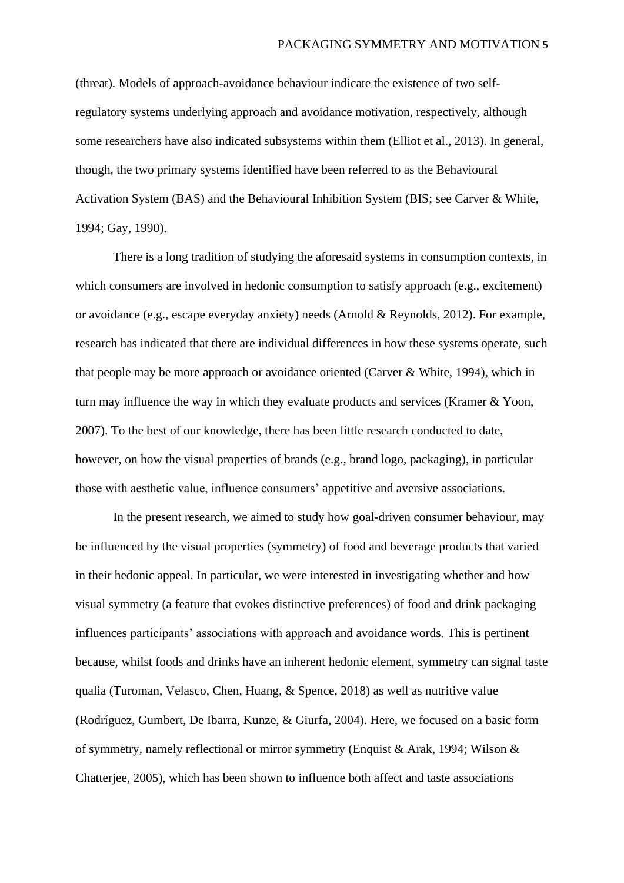(threat). Models of approach-avoidance behaviour indicate the existence of two self-regulatory systems underlying approach and avoidance motivation, respectively, although some researchers have also indicated subsystems within them (Elliot et al., 2013). In general, though, the two primary systems identified have been referred to as the Behavioural Activation System (BAS) and the Behavioural Inhibition System (BIS; see Carver & White, 1994; Gay, 1990).

There is a long tradition of studying the aforesaid systems in consumption contexts, in which consumers are involved in hedonic consumption to satisfy approach (e.g., excitement) or avoidance (e.g., escape everyday anxiety) needs (Arnold & Reynolds, 2012). For example, research has indicated that there are individual differences in how these systems operate, such that people may be more approach or avoidance oriented (Carver & White, 1994), which in turn may influence the way in which they evaluate products and services (Kramer & Yoon, 2007). To the best of our knowledge, there has been little research conducted to date, however, on how the visual properties of brands (e.g., brand logo, packaging), in particular those with aesthetic value, influence consumers' appetitive and aversive associations.

In the present research, we aimed to study how goal-driven consumer behaviour, may be influenced by the visual properties (symmetry) of food and beverage products that varied in their hedonic appeal. In particular, we were interested in investigating whether and how visual symmetry (a feature that evokes distinctive preferences) of food and drink packaging influences participants' associations with approach and avoidance words. This is pertinent because, whilst foods and drinks have an inherent hedonic element, symmetry can signal taste qualia (Turoman, Velasco, Chen, Huang, & Spence, 2018) as well as nutritive value (Rodríguez, Gumbert, De Ibarra, Kunze, & Giurfa, 2004). Here, we focused on a basic form of symmetry, namely reflectional or mirror symmetry (Enquist & Arak, 1994; Wilson & Chatterjee, 2005), which has been shown to influence both affect and taste associations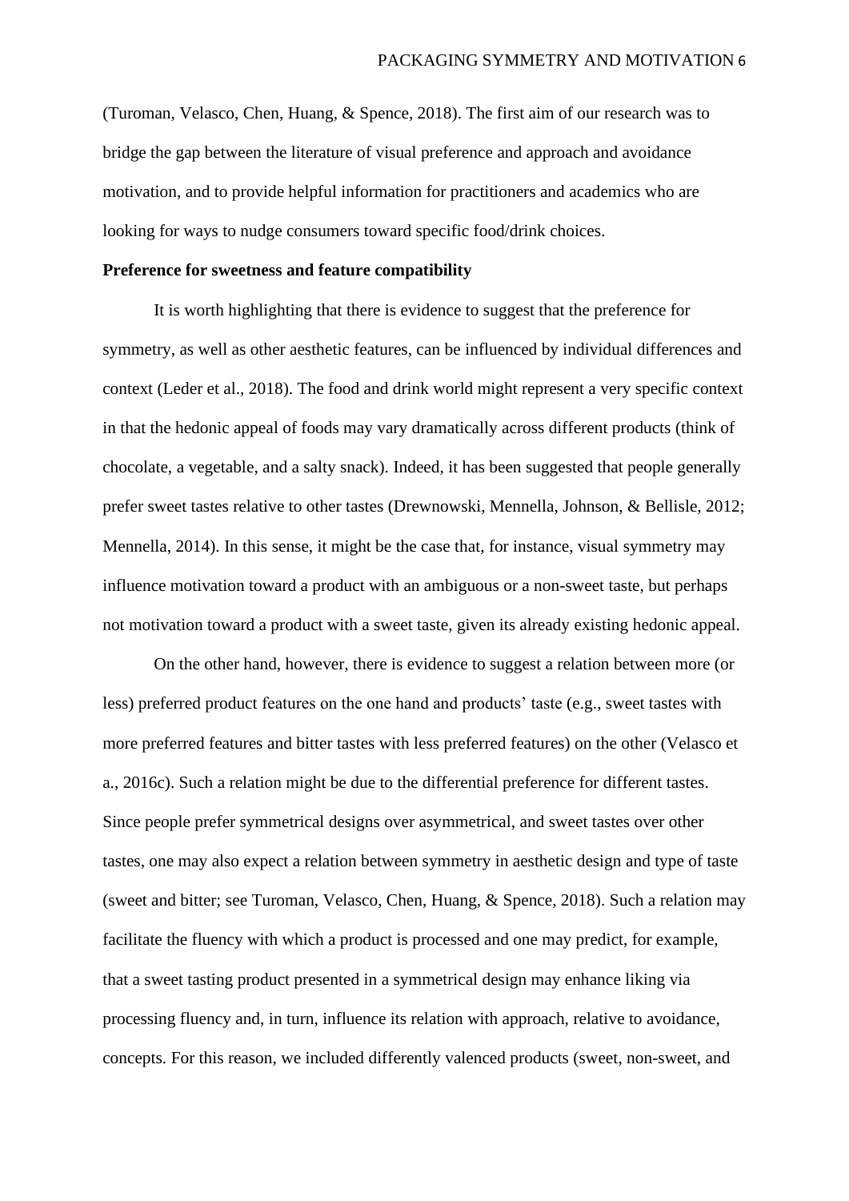(Turoman, Velasco, Chen, Huang, & Spence, 2018). The first aim of our research was to bridge the gap between the literature of visual preference and approach and avoidance motivation, and to provide helpful information for practitioners and academics who are looking for ways to nudge consumers toward specific food/drink choices.

**Preference for sweetness and feature compatibility**

It is worth highlighting that there is evidence to suggest that the preference for symmetry, as well as other aesthetic features, can be influenced by individual differences and context (Leder et al., 2018). The food and drink world might represent a very specific context in that the hedonic appeal of foods may vary dramatically across different products (think of chocolate, a vegetable, and a salty snack). Indeed, it has been suggested that people generally prefer sweet tastes relative to other tastes (Drewnowski, Mennella, Johnson, & Bellisle, 2012; Mennella, 2014). In this sense, it might be the case that, for instance, visual symmetry may influence motivation toward a product with an ambiguous or a non-sweet taste, but perhaps not motivation toward a product with a sweet taste, given its already existing hedonic appeal.

On the other hand, however, there is evidence to suggest a relation between more (or less) preferred product features on the one hand and products' taste (e.g., sweet tastes with more preferred features and bitter tastes with less preferred features) on the other (Velasco et a., 2016c). Such a relation might be due to the differential preference for different tastes. Since people prefer symmetrical designs over asymmetrical, and sweet tastes over other tastes, one may also expect a relation between symmetry in aesthetic design and type of taste (sweet and bitter; see Turoman, Velasco, Chen, Huang, & Spence, 2018). Such a relation may facilitate the fluency with which a product is processed and one may predict, for example, that a sweet tasting product presented in a symmetrical design may enhance liking via processing fluency and, in turn, influence its relation with approach, relative to avoidance, concepts. For this reason, we included differently valenced products (sweet, non-sweet, and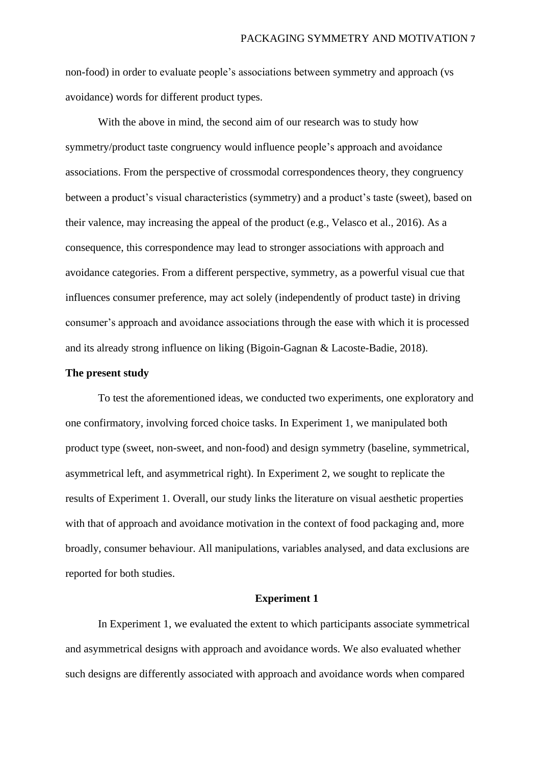non-food) in order to evaluate people's associations between symmetry and approach (vs avoidance) words for different product types.

With the above in mind, the second aim of our research was to study how symmetry/product taste congruency would influence people's approach and avoidance associations. From the perspective of crossmodal correspondences theory, they congruency between a product's visual characteristics (symmetry) and a product's taste (sweet), based on their valence, may increasing the appeal of the product (e.g., Velasco et al., 2016). As a consequence, this correspondence may lead to stronger associations with approach and avoidance categories. From a different perspective, symmetry, as a powerful visual cue that influences consumer preference, may act solely (independently of product taste) in driving consumer's approach and avoidance associations through the ease with which it is processed and its already strong influence on liking (Bigoin-Gagnan & Lacoste-Badie, 2018).

**The present study**

To test the aforementioned ideas, we conducted two experiments, one exploratory and one confirmatory, involving forced choice tasks. In Experiment 1, we manipulated both product type (sweet, non-sweet, and non-food) and design symmetry (baseline, symmetrical, asymmetrical left, and asymmetrical right). In Experiment 2, we sought to replicate the results of Experiment 1. Overall, our study links the literature on visual aesthetic properties with that of approach and avoidance motivation in the context of food packaging and, more broadly, consumer behaviour. All manipulations, variables analysed, and data exclusions are reported for both studies.

## Experiment 1

In Experiment 1, we evaluated the extent to which participants associate symmetrical and asymmetrical designs with approach and avoidance words. We also evaluated whether such designs are differently associated with approach and avoidance words when compared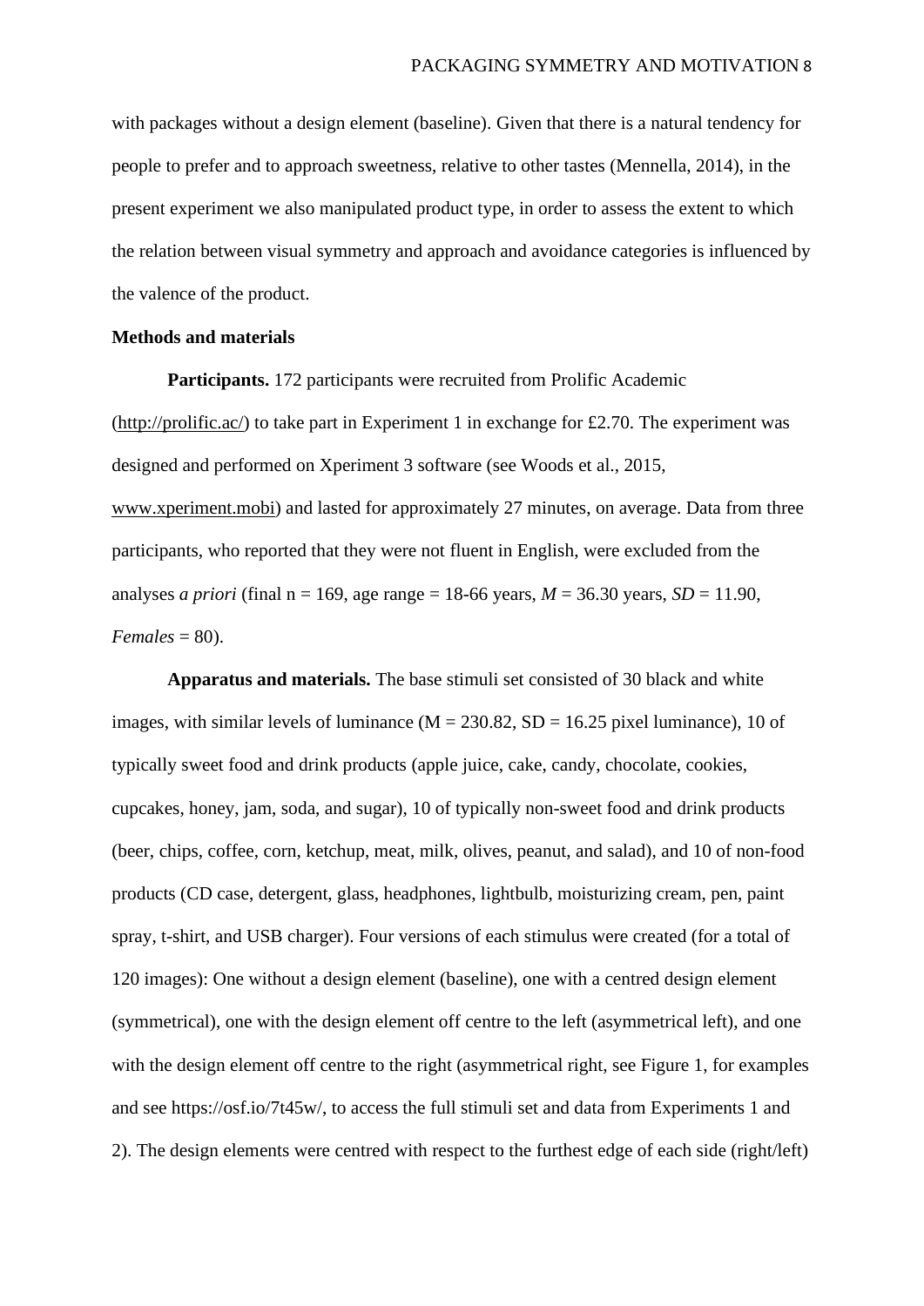with packages without a design element (baseline). Given that there is a natural tendency for people to prefer and to approach sweetness, relative to other tastes (Mennella, 2014), in the present experiment we also manipulated product type, in order to assess the extent to which the relation between visual symmetry and approach and avoidance categories is influenced by the valence of the product.

## Methods and materials

**Participants.** 172 participants were recruited from Prolific Academic (http://prolific.ac/) to take part in Experiment 1 in exchange for £2.70. The experiment was designed and performed on Xperiment 3 software (see Woods et al., 2015, www.xperiment.mobi) and lasted for approximately 27 minutes, on average. Data from three participants, who reported that they were not fluent in English, were excluded from the analyses *a priori* (final n = 169, age range = 18-66 years, $M$ = 36.30 years, $SD$ = 11.90, *Females* = 80).

**Apparatus and materials.** The base stimuli set consisted of 30 black and white images, with similar levels of luminance (M = 230.82, SD = 16.25 pixel luminance), 10 of typically sweet food and drink products (apple juice, cake, candy, chocolate, cookies, cupcakes, honey, jam, soda, and sugar), 10 of typically non-sweet food and drink products (beer, chips, coffee, corn, ketchup, meat, milk, olives, peanut, and salad), and 10 of non-food products (CD case, detergent, glass, headphones, lightbulb, moisturizing cream, pen, paint spray, t-shirt, and USB charger). Four versions of each stimulus were created (for a total of 120 images): One without a design element (baseline), one with a centred design element (symmetrical), one with the design element off centre to the left (asymmetrical left), and one with the design element off centre to the right (asymmetrical right, see Figure 1, for examples and see https://osf.io/7t45w/, to access the full stimuli set and data from Experiments 1 and 2). The design elements were centred with respect to the furthest edge of each side (right/left)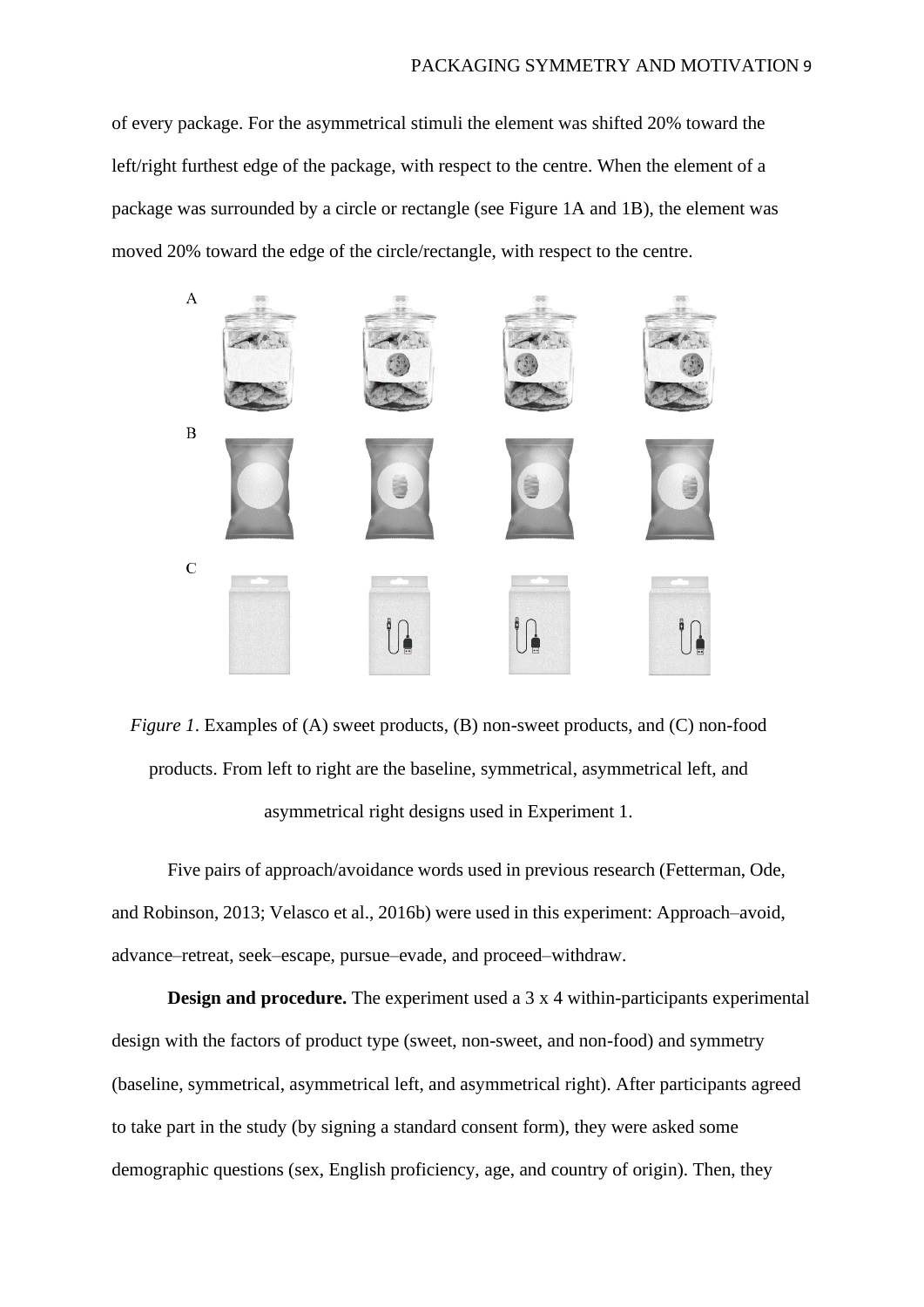of every package. For the asymmetrical stimuli the element was shifted 20% toward the left/right furthest edge of the package, with respect to the centre. When the element of a package was surrounded by a circle or rectangle (see Figure 1A and 1B), the element was moved 20% toward the edge of the circle/rectangle, with respect to the centre.

A

B

C

*Figure 1*. Examples of (A) sweet products, (B) non-sweet products, and (C) non-food products. From left to right are the baseline, symmetrical, asymmetrical left, and asymmetrical right designs used in Experiment 1.

Five pairs of approach/avoidance words used in previous research (Fetterman, Ode, and Robinson, 2013; Velasco et al., 2016b) were used in this experiment: Approach–avoid, advance–retreat, seek–escape, pursue–evade, and proceed–withdraw.

**Design and procedure.** The experiment used a 3 x 4 within-participants experimental design with the factors of product type (sweet, non-sweet, and non-food) and symmetry (baseline, symmetrical, asymmetrical left, and asymmetrical right). After participants agreed to take part in the study (by signing a standard consent form), they were asked some demographic questions (sex, English proficiency, age, and country of origin). Then, they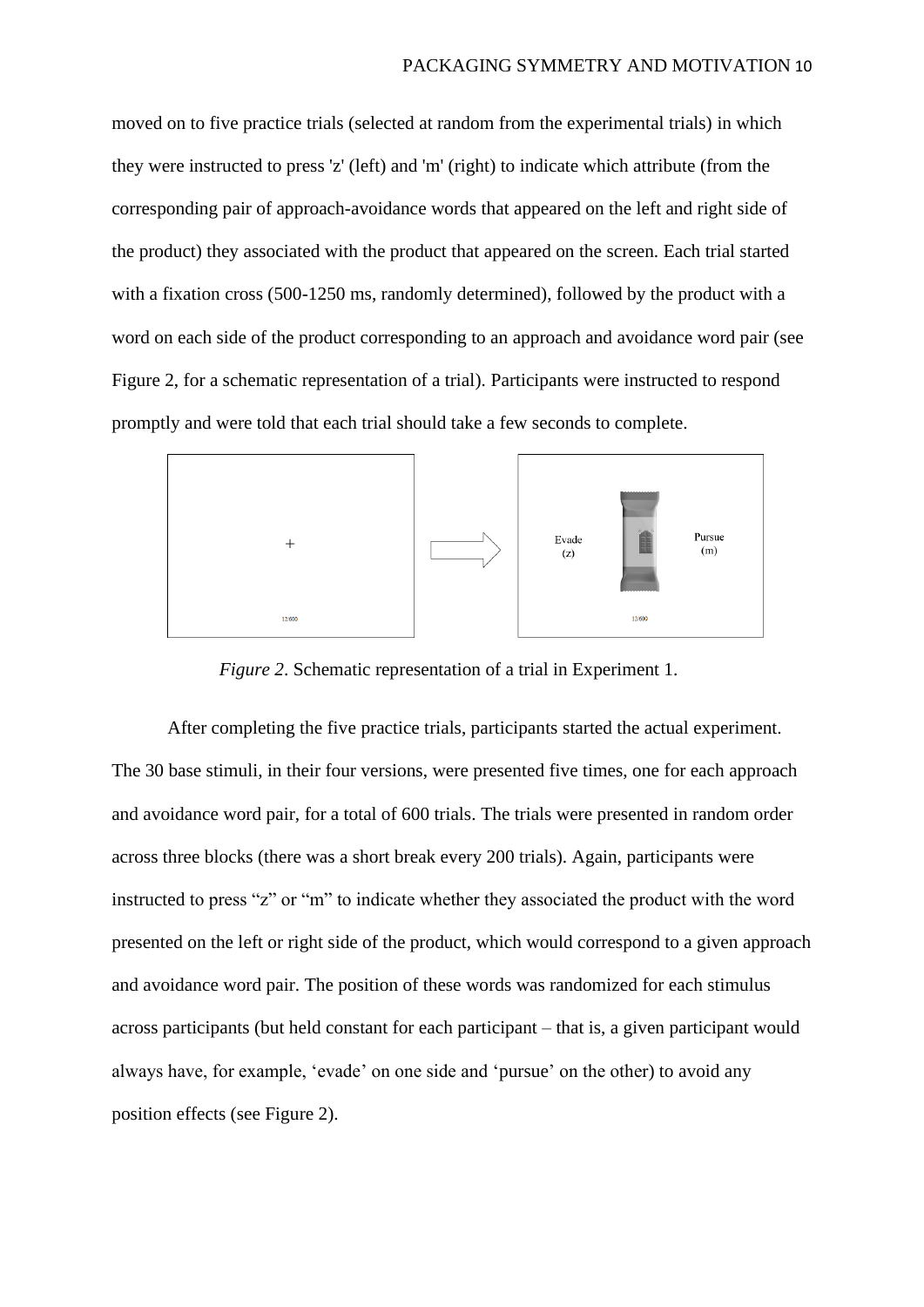moved on to five practice trials (selected at random from the experimental trials) in which they were instructed to press 'z' (left) and 'm' (right) to indicate which attribute (from the corresponding pair of approach-avoidance words that appeared on the left and right side of the product) they associated with the product that appeared on the screen. Each trial started with a fixation cross (500-1250 ms, randomly determined), followed by the product with a word on each side of the product corresponding to an approach and avoidance word pair (see Figure 2, for a schematic representation of a trial). Participants were instructed to respond promptly and were told that each trial should take a few seconds to complete.

+

12/600

Evade
(z)

Pursue
(m)

12/600

*Figure 2*. Schematic representation of a trial in Experiment 1.

After completing the five practice trials, participants started the actual experiment. The 30 base stimuli, in their four versions, were presented five times, one for each approach and avoidance word pair, for a total of 600 trials. The trials were presented in random order across three blocks (there was a short break every 200 trials). Again, participants were instructed to press "z" or "m" to indicate whether they associated the product with the word presented on the left or right side of the product, which would correspond to a given approach and avoidance word pair. The position of these words was randomized for each stimulus across participants (but held constant for each participant – that is, a given participant would always have, for example, 'evade' on one side and 'pursue' on the other) to avoid any position effects (see Figure 2).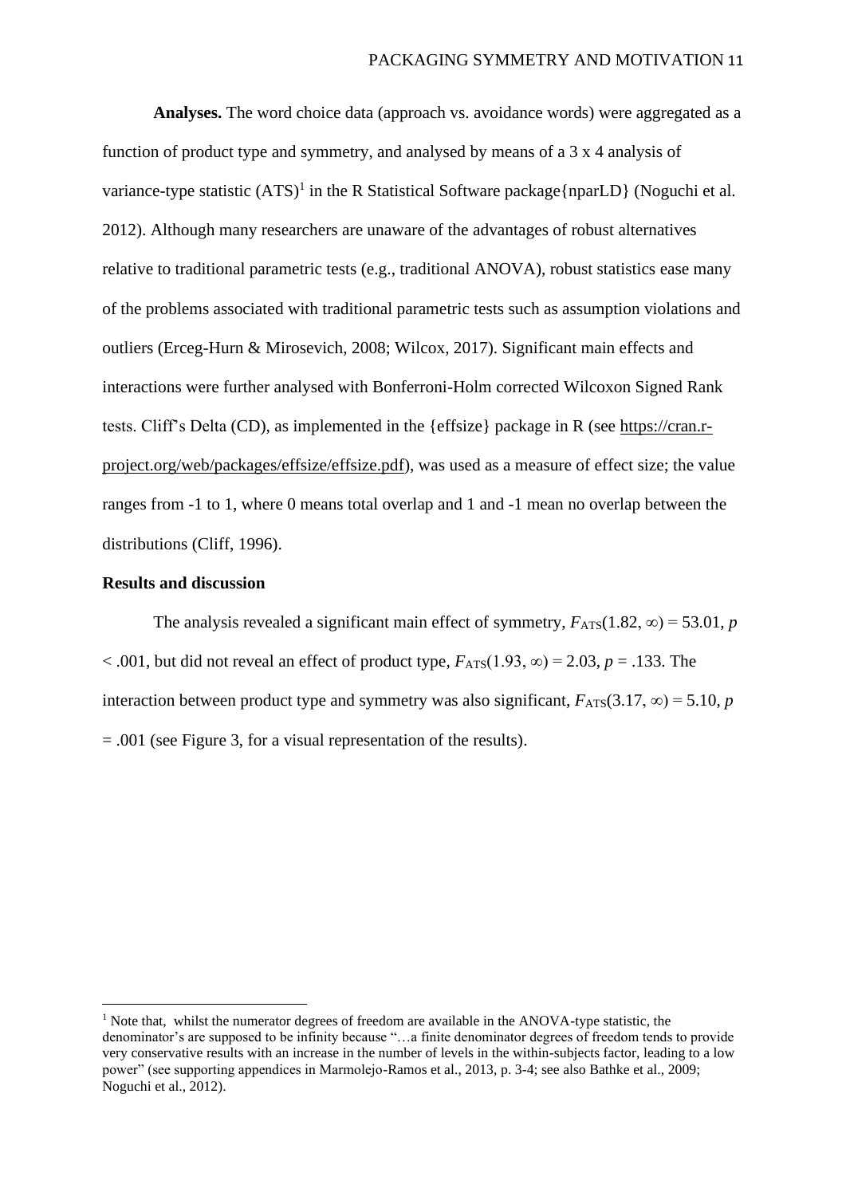**Analyses.** The word choice data (approach vs. avoidance words) were aggregated as a function of product type and symmetry, and analysed by means of a 3 x 4 analysis of variance-type statistic (ATS)[1] in the R Statistical Software package{nparLD} (Noguchi et al. 2012). Although many researchers are unaware of the advantages of robust alternatives relative to traditional parametric tests (e.g., traditional ANOVA), robust statistics ease many of the problems associated with traditional parametric tests such as assumption violations and outliers (Erceg-Hurn & Mirosevich, 2008; Wilcox, 2017). Significant main effects and interactions were further analysed with Bonferroni-Holm corrected Wilcoxon Signed Rank tests. Cliff's Delta (CD), as implemented in the {effsize} package in R (see https://cran.r-project.org/web/packages/effsize/effsize.pdf), was used as a measure of effect size; the value ranges from -1 to 1, where 0 means total overlap and 1 and -1 mean no overlap between the distributions (Cliff, 1996).

## Results and discussion

The analysis revealed a significant main effect of symmetry, $F_{ATS}(1.82, \infty) = 53.01$, $p < .001$, but did not reveal an effect of product type, $F_{ATS}(1.93, \infty) = 2.03$, $p = .133$. The interaction between product type and symmetry was also significant, $F_{ATS}(3.17, \infty) = 5.10$, $p = .001$ (see Figure 3, for a visual representation of the results).

---

[1] Note that, whilst the numerator degrees of freedom are available in the ANOVA-type statistic, the denominator's are supposed to be infinity because "…a finite denominator degrees of freedom tends to provide very conservative results with an increase in the number of levels in the within-subjects factor, leading to a low power" (see supporting appendices in Marmolejo-Ramos et al., 2013, p. 3-4; see also Bathke et al., 2009; Noguchi et al., 2012).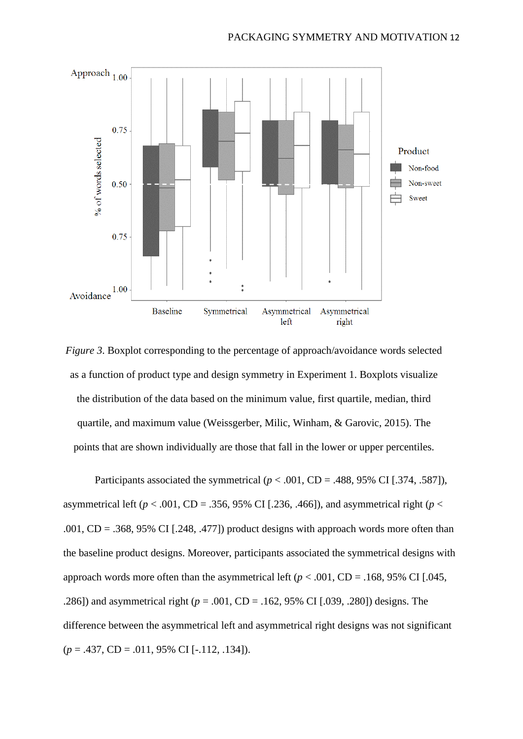Approach

1.00

0.75

0.50

0.75

1.00

Avoidance

% of words selected

Baseline

Symmetrical

Asymmetrical left

Asymmetrical right

Product

Non-food

Non-sweet

Sweet

*Figure 3*. Boxplot corresponding to the percentage of approach/avoidance words selected as a function of product type and design symmetry in Experiment 1. Boxplots visualize the distribution of the data based on the minimum value, first quartile, median, third quartile, and maximum value (Weissgerber, Milic, Winham, & Garovic, 2015). The points that are shown individually are those that fall in the lower or upper percentiles.

Participants associated the symmetrical ($p < .001$, CD = .488, 95% CI [.374, .587]), asymmetrical left ($p < .001$, CD = .356, 95% CI [.236, .466]), and asymmetrical right ($p < .001$, CD = .368, 95% CI [.248, .477]) product designs with approach words more often than the baseline product designs. Moreover, participants associated the symmetrical designs with approach words more often than the asymmetrical left ($p < .001$, CD = .168, 95% CI [.045, .286]) and asymmetrical right ($p = .001$, CD = .162, 95% CI [.039, .280]) designs. The difference between the asymmetrical left and asymmetrical right designs was not significant ($p = .437$, CD = .011, 95% CI [-.112, .134]).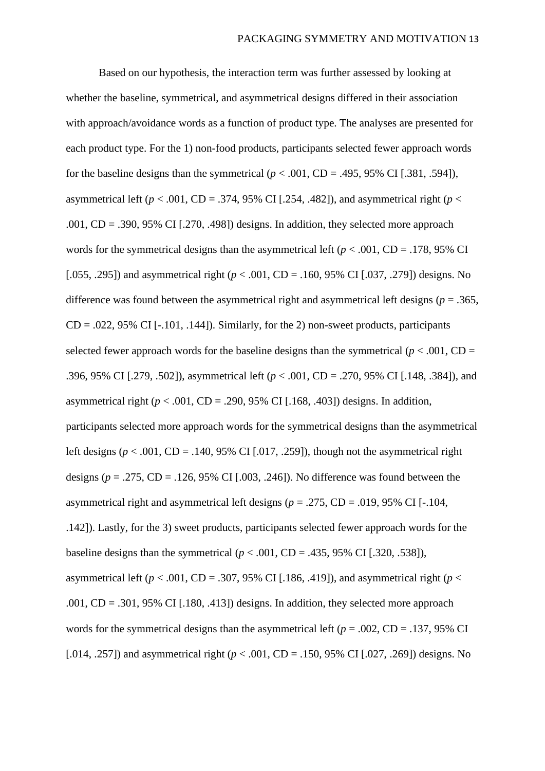Based on our hypothesis, the interaction term was further assessed by looking at whether the baseline, symmetrical, and asymmetrical designs differed in their association with approach/avoidance words as a function of product type. The analyses are presented for each product type. For the 1) non-food products, participants selected fewer approach words for the baseline designs than the symmetrical ($p < .001$, CD = .495, 95% CI [.381, .594]), asymmetrical left ($p < .001$, CD = .374, 95% CI [.254, .482]), and asymmetrical right ($p < .001$, CD = .390, 95% CI [.270, .498]) designs. In addition, they selected more approach words for the symmetrical designs than the asymmetrical left ($p < .001$, CD = .178, 95% CI [.055, .295]) and asymmetrical right ($p < .001$, CD = .160, 95% CI [.037, .279]) designs. No difference was found between the asymmetrical right and asymmetrical left designs ($p = .365$, CD = .022, 95% CI [-.101, .144]). Similarly, for the 2) non-sweet products, participants selected fewer approach words for the baseline designs than the symmetrical ($p < .001$, CD = .396, 95% CI [.279, .502]), asymmetrical left ($p < .001$, CD = .270, 95% CI [.148, .384]), and asymmetrical right ($p < .001$, CD = .290, 95% CI [.168, .403]) designs. In addition, participants selected more approach words for the symmetrical designs than the asymmetrical left designs ($p < .001$, CD = .140, 95% CI [.017, .259]), though not the asymmetrical right designs ($p = .275$, CD = .126, 95% CI [.003, .246]). No difference was found between the asymmetrical right and asymmetrical left designs ($p = .275$, CD = .019, 95% CI [-.104, .142]). Lastly, for the 3) sweet products, participants selected fewer approach words for the baseline designs than the symmetrical ($p < .001$, CD = .435, 95% CI [.320, .538]), asymmetrical left ($p < .001$, CD = .307, 95% CI [.186, .419]), and asymmetrical right ($p < .001$, CD = .301, 95% CI [.180, .413]) designs. In addition, they selected more approach words for the symmetrical designs than the asymmetrical left ($p = .002$, CD = .137, 95% CI [.014, .257]) and asymmetrical right ($p < .001$, CD = .150, 95% CI [.027, .269]) designs. No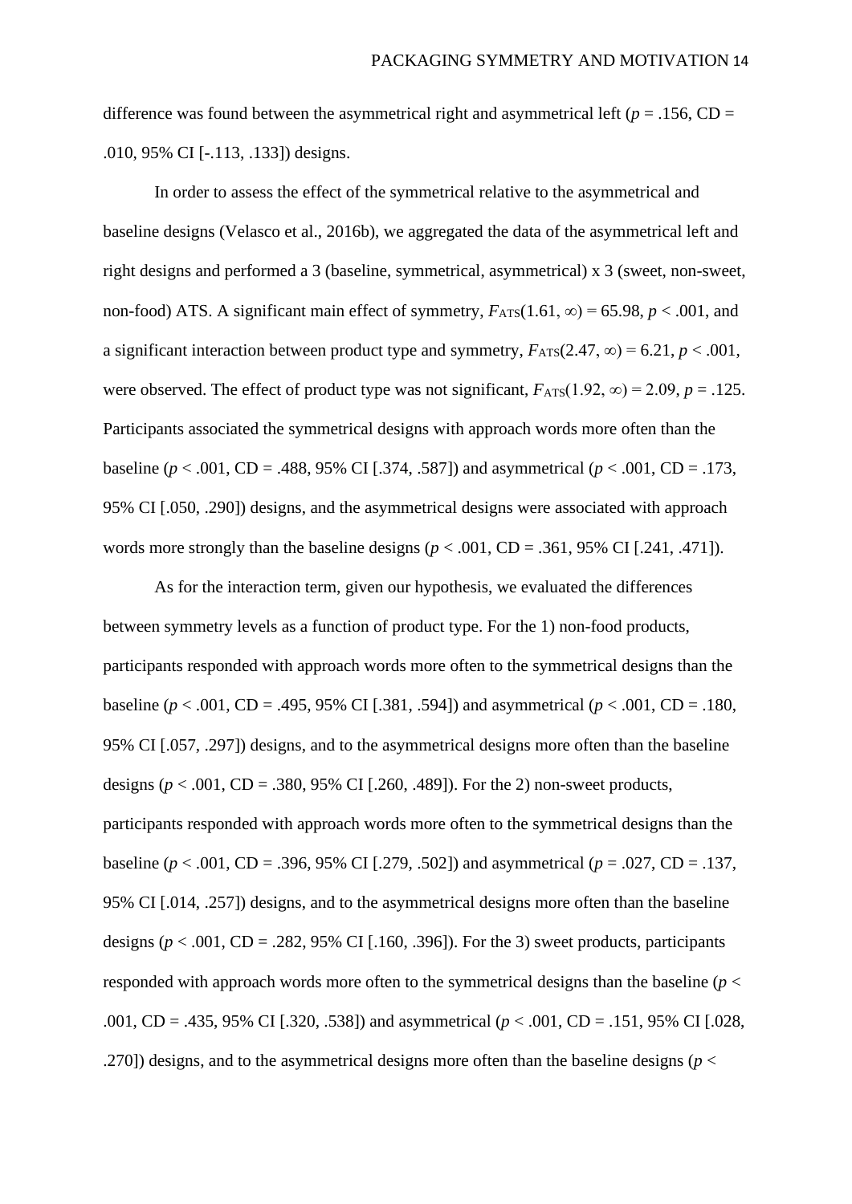difference was found between the asymmetrical right and asymmetrical left (*p* = .156, CD = .010, 95% CI [-.113, .133]) designs.

In order to assess the effect of the symmetrical relative to the asymmetrical and baseline designs (Velasco et al., 2016b), we aggregated the data of the asymmetrical left and right designs and performed a 3 (baseline, symmetrical, asymmetrical) x 3 (sweet, non-sweet, non-food) ATS. A significant main effect of symmetry, $F_{ATS}(1.61, \infty) = 65.98$, $p < .001$, and a significant interaction between product type and symmetry, $F_{ATS}(2.47, \infty) = 6.21$, $p < .001$, were observed. The effect of product type was not significant, $F_{ATS}(1.92, \infty) = 2.09$, $p = .125$. Participants associated the symmetrical designs with approach words more often than the baseline ($p < .001$, CD = .488, 95% CI [.374, .587]) and asymmetrical ($p < .001$, CD = .173, 95% CI [.050, .290]) designs, and the asymmetrical designs were associated with approach words more strongly than the baseline designs ($p < .001$, CD = .361, 95% CI [.241, .471]).

As for the interaction term, given our hypothesis, we evaluated the differences between symmetry levels as a function of product type. For the 1) non-food products, participants responded with approach words more often to the symmetrical designs than the baseline ($p < .001$, CD = .495, 95% CI [.381, .594]) and asymmetrical ($p < .001$, CD = .180, 95% CI [.057, .297]) designs, and to the asymmetrical designs more often than the baseline designs ($p < .001$, CD = .380, 95% CI [.260, .489]). For the 2) non-sweet products, participants responded with approach words more often to the symmetrical designs than the baseline ($p < .001$, CD = .396, 95% CI [.279, .502]) and asymmetrical ($p = .027$, CD = .137, 95% CI [.014, .257]) designs, and to the asymmetrical designs more often than the baseline designs ($p < .001$, CD = .282, 95% CI [.160, .396]). For the 3) sweet products, participants responded with approach words more often to the symmetrical designs than the baseline ($p < .001$, CD = .435, 95% CI [.320, .538]) and asymmetrical ($p < .001$, CD = .151, 95% CI [.028, .270]) designs, and to the asymmetrical designs more often than the baseline designs ($p <$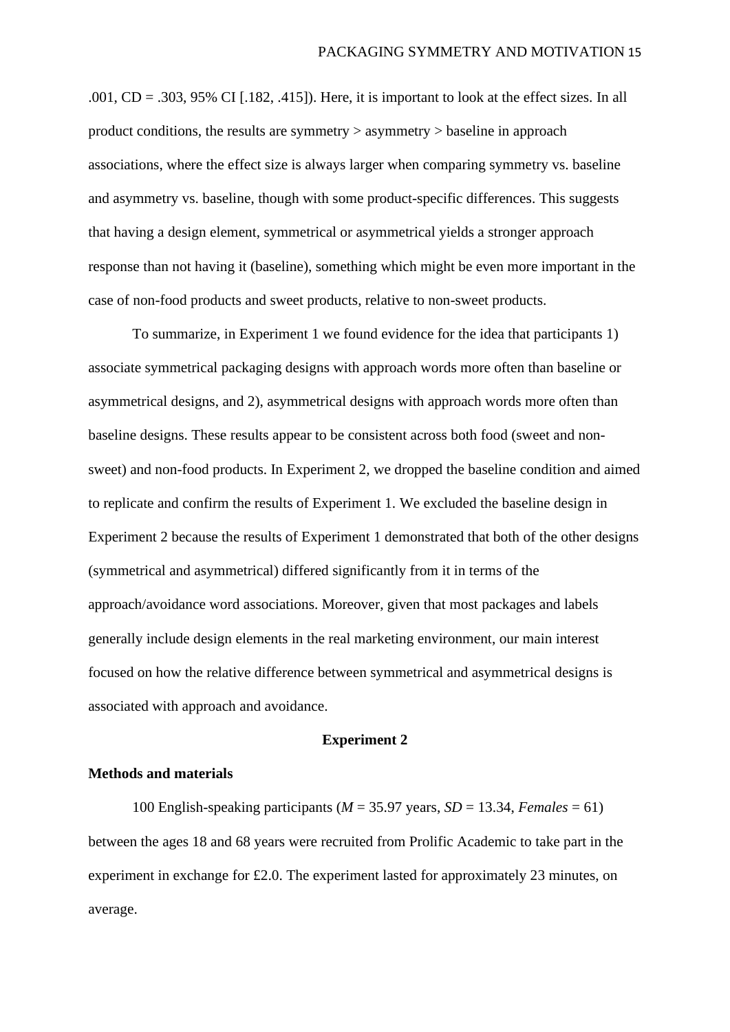.001, CD = .303, 95% CI [.182, .415]). Here, it is important to look at the effect sizes. In all product conditions, the results are symmetry > asymmetry > baseline in approach associations, where the effect size is always larger when comparing symmetry vs. baseline and asymmetry vs. baseline, though with some product-specific differences. This suggests that having a design element, symmetrical or asymmetrical yields a stronger approach response than not having it (baseline), something which might be even more important in the case of non-food products and sweet products, relative to non-sweet products.

To summarize, in Experiment 1 we found evidence for the idea that participants 1) associate symmetrical packaging designs with approach words more often than baseline or asymmetrical designs, and 2), asymmetrical designs with approach words more often than baseline designs. These results appear to be consistent across both food (sweet and non-sweet) and non-food products. In Experiment 2, we dropped the baseline condition and aimed to replicate and confirm the results of Experiment 1. We excluded the baseline design in Experiment 2 because the results of Experiment 1 demonstrated that both of the other designs (symmetrical and asymmetrical) differed significantly from it in terms of the approach/avoidance word associations. Moreover, given that most packages and labels generally include design elements in the real marketing environment, our main interest focused on how the relative difference between symmetrical and asymmetrical designs is associated with approach and avoidance.

## Experiment 2

### Methods and materials

100 English-speaking participants (*M* = 35.97 years, *SD* = 13.34, *Females* = 61) between the ages 18 and 68 years were recruited from Prolific Academic to take part in the experiment in exchange for £2.0. The experiment lasted for approximately 23 minutes, on average.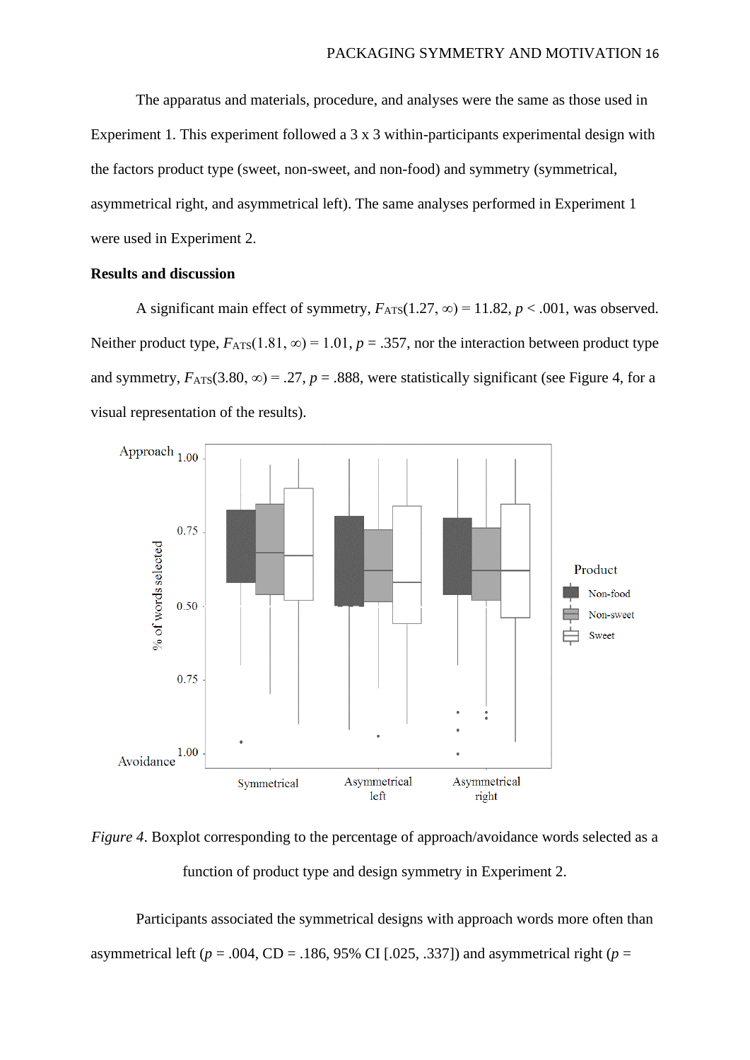The apparatus and materials, procedure, and analyses were the same as those used in Experiment 1. This experiment followed a 3 x 3 within-participants experimental design with the factors product type (sweet, non-sweet, and non-food) and symmetry (symmetrical, asymmetrical right, and asymmetrical left). The same analyses performed in Experiment 1 were used in Experiment 2.

**Results and discussion**

A significant main effect of symmetry, $F_{ATS}(1.27, \infty) = 11.82$, $p < .001$, was observed. Neither product type, $F_{ATS}(1.81, \infty) = 1.01$, $p = .357$, nor the interaction between product type and symmetry, $F_{ATS}(3.80, \infty) = .27$, $p = .888$, were statistically significant (see Figure 4, for a visual representation of the results).

Approach
1.00
0.75
0.50
0.75
1.00
Avoidance
% of words selected
Symmetrical
Asymmetrical left
Asymmetrical right
Product
Non-food
Non-sweet
Sweet

*Figure 4*. Boxplot corresponding to the percentage of approach/avoidance words selected as a function of product type and design symmetry in Experiment 2.

Participants associated the symmetrical designs with approach words more often than asymmetrical left ($p = .004$, CD = .186, 95% CI [.025, .337]) and asymmetrical right ($p =$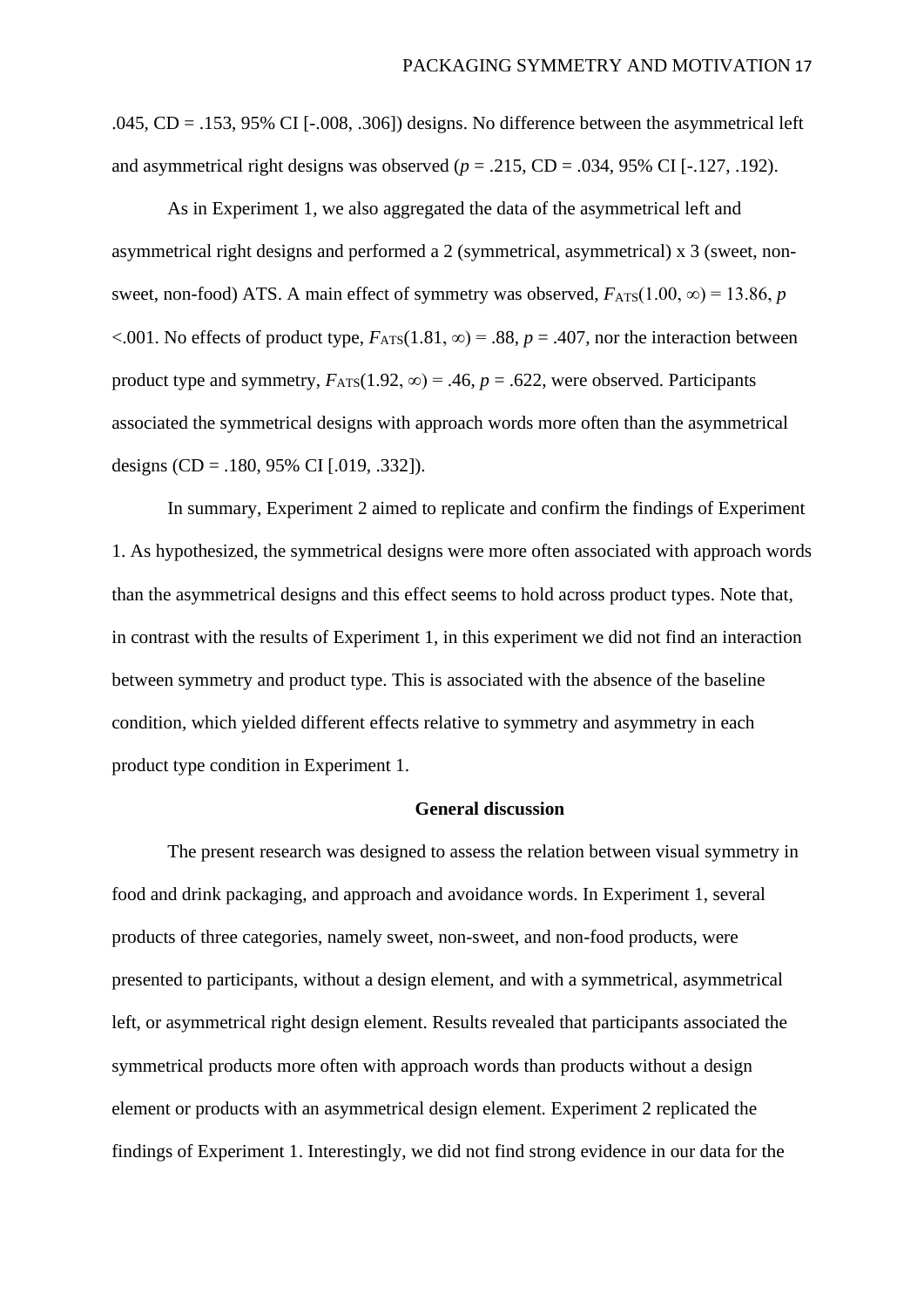.045, CD = .153, 95% CI [-.008, .306]) designs. No difference between the asymmetrical left and asymmetrical right designs was observed ($p$ = .215, CD = .034, 95% CI [-.127, .192).

As in Experiment 1, we also aggregated the data of the asymmetrical left and asymmetrical right designs and performed a 2 (symmetrical, asymmetrical) x 3 (sweet, non-sweet, non-food) ATS. A main effect of symmetry was observed, $F_{ATS}(1.00, \infty) = 13.86$, $p$ <.001. No effects of product type, $F_{ATS}(1.81, \infty) = .88$, $p$ = .407, nor the interaction between product type and symmetry, $F_{ATS}(1.92, \infty) = .46$, $p$ = .622, were observed. Participants associated the symmetrical designs with approach words more often than the asymmetrical designs (CD = .180, 95% CI [.019, .332]).

In summary, Experiment 2 aimed to replicate and confirm the findings of Experiment 1. As hypothesized, the symmetrical designs were more often associated with approach words than the asymmetrical designs and this effect seems to hold across product types. Note that, in contrast with the results of Experiment 1, in this experiment we did not find an interaction between symmetry and product type. This is associated with the absence of the baseline condition, which yielded different effects relative to symmetry and asymmetry in each product type condition in Experiment 1.

## General discussion

The present research was designed to assess the relation between visual symmetry in food and drink packaging, and approach and avoidance words. In Experiment 1, several products of three categories, namely sweet, non-sweet, and non-food products, were presented to participants, without a design element, and with a symmetrical, asymmetrical left, or asymmetrical right design element. Results revealed that participants associated the symmetrical products more often with approach words than products without a design element or products with an asymmetrical design element. Experiment 2 replicated the findings of Experiment 1. Interestingly, we did not find strong evidence in our data for the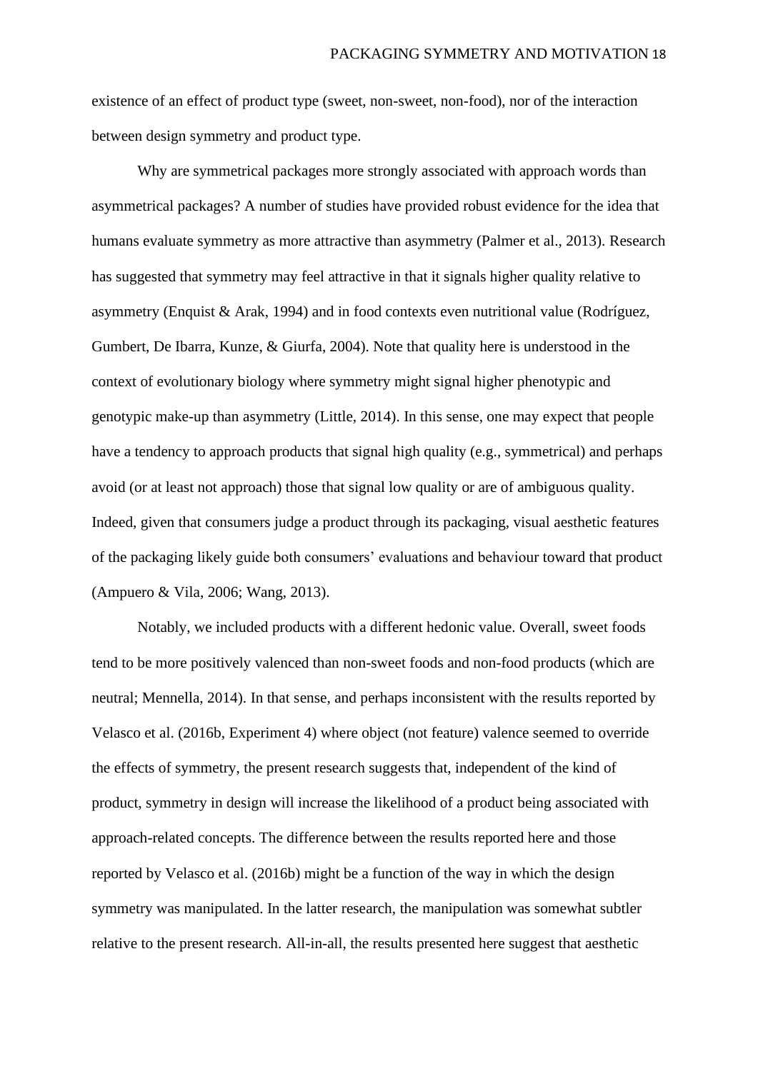existence of an effect of product type (sweet, non-sweet, non-food), nor of the interaction between design symmetry and product type.

Why are symmetrical packages more strongly associated with approach words than asymmetrical packages? A number of studies have provided robust evidence for the idea that humans evaluate symmetry as more attractive than asymmetry (Palmer et al., 2013). Research has suggested that symmetry may feel attractive in that it signals higher quality relative to asymmetry (Enquist & Arak, 1994) and in food contexts even nutritional value (Rodríguez, Gumbert, De Ibarra, Kunze, & Giurfa, 2004). Note that quality here is understood in the context of evolutionary biology where symmetry might signal higher phenotypic and genotypic make-up than asymmetry (Little, 2014). In this sense, one may expect that people have a tendency to approach products that signal high quality (e.g., symmetrical) and perhaps avoid (or at least not approach) those that signal low quality or are of ambiguous quality. Indeed, given that consumers judge a product through its packaging, visual aesthetic features of the packaging likely guide both consumers' evaluations and behaviour toward that product (Ampuero & Vila, 2006; Wang, 2013).

Notably, we included products with a different hedonic value. Overall, sweet foods tend to be more positively valenced than non-sweet foods and non-food products (which are neutral; Mennella, 2014). In that sense, and perhaps inconsistent with the results reported by Velasco et al. (2016b, Experiment 4) where object (not feature) valence seemed to override the effects of symmetry, the present research suggests that, independent of the kind of product, symmetry in design will increase the likelihood of a product being associated with approach-related concepts. The difference between the results reported here and those reported by Velasco et al. (2016b) might be a function of the way in which the design symmetry was manipulated. In the latter research, the manipulation was somewhat subtler relative to the present research. All-in-all, the results presented here suggest that aesthetic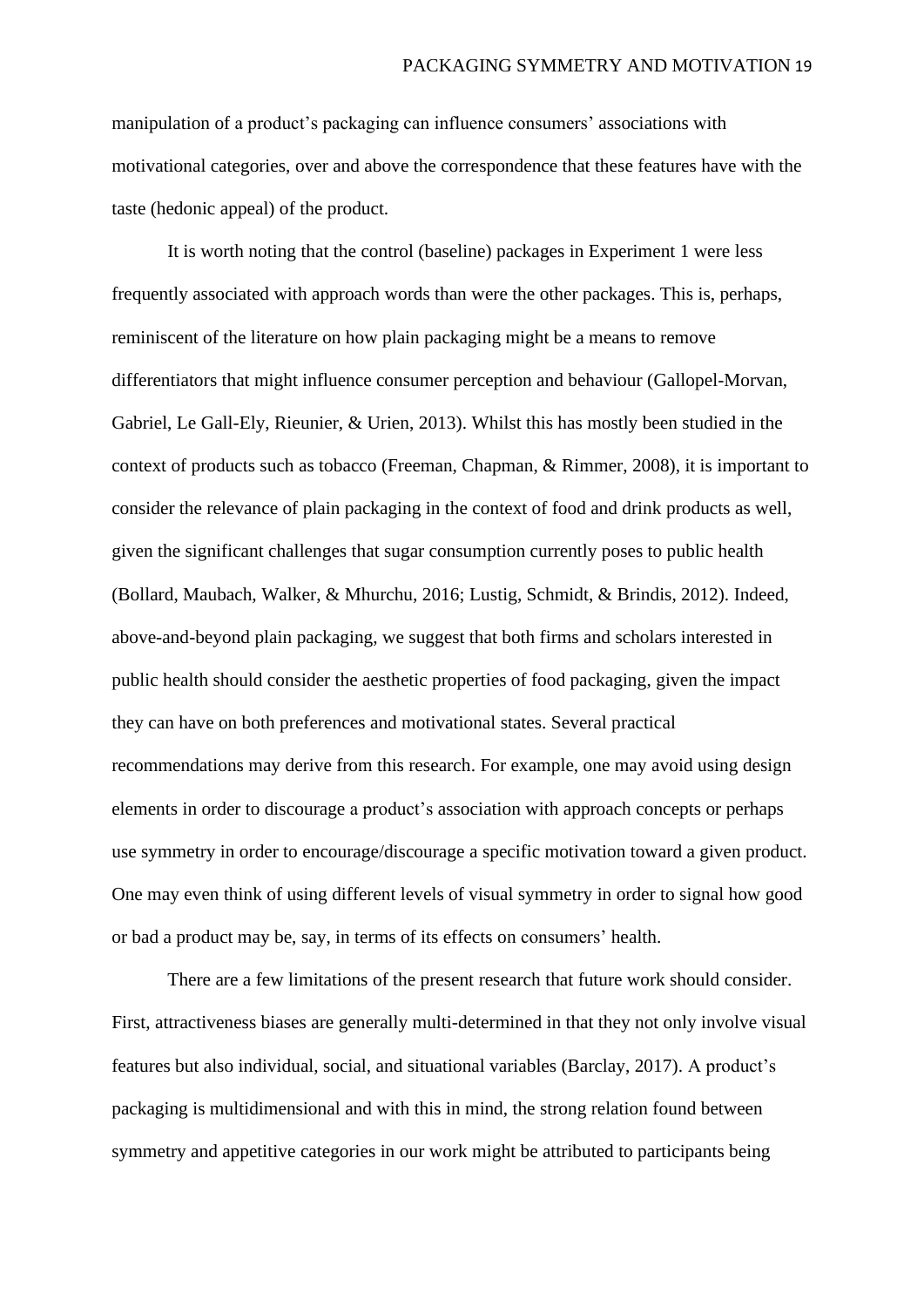manipulation of a product's packaging can influence consumers' associations with motivational categories, over and above the correspondence that these features have with the taste (hedonic appeal) of the product.

It is worth noting that the control (baseline) packages in Experiment 1 were less frequently associated with approach words than were the other packages. This is, perhaps, reminiscent of the literature on how plain packaging might be a means to remove differentiators that might influence consumer perception and behaviour (Gallopel-Morvan, Gabriel, Le Gall-Ely, Rieunier, & Urien, 2013). Whilst this has mostly been studied in the context of products such as tobacco (Freeman, Chapman, & Rimmer, 2008), it is important to consider the relevance of plain packaging in the context of food and drink products as well, given the significant challenges that sugar consumption currently poses to public health (Bollard, Maubach, Walker, & Mhurchu, 2016; Lustig, Schmidt, & Brindis, 2012). Indeed, above-and-beyond plain packaging, we suggest that both firms and scholars interested in public health should consider the aesthetic properties of food packaging, given the impact they can have on both preferences and motivational states. Several practical recommendations may derive from this research. For example, one may avoid using design elements in order to discourage a product's association with approach concepts or perhaps use symmetry in order to encourage/discourage a specific motivation toward a given product. One may even think of using different levels of visual symmetry in order to signal how good or bad a product may be, say, in terms of its effects on consumers' health.

There are a few limitations of the present research that future work should consider. First, attractiveness biases are generally multi-determined in that they not only involve visual features but also individual, social, and situational variables (Barclay, 2017). A product's packaging is multidimensional and with this in mind, the strong relation found between symmetry and appetitive categories in our work might be attributed to participants being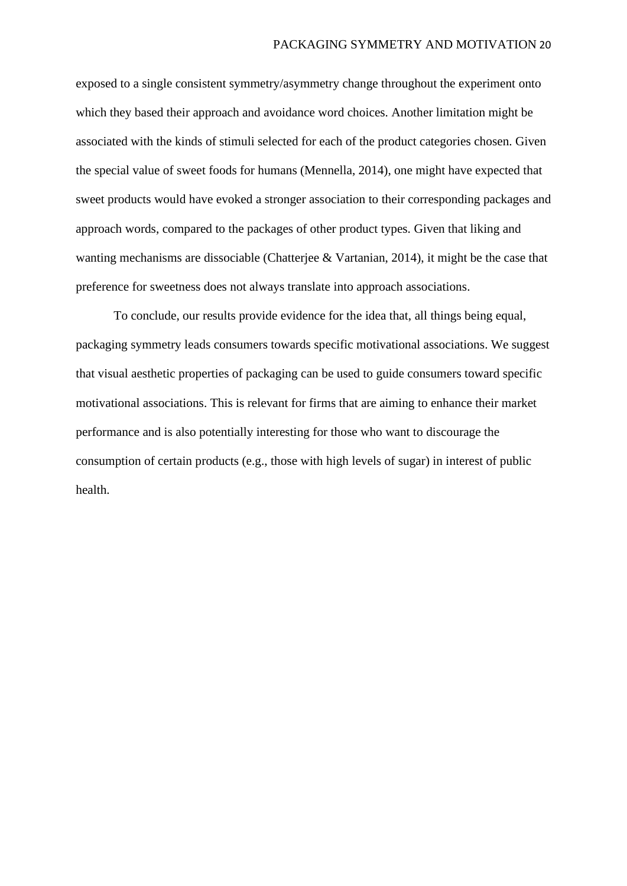exposed to a single consistent symmetry/asymmetry change throughout the experiment onto which they based their approach and avoidance word choices. Another limitation might be associated with the kinds of stimuli selected for each of the product categories chosen. Given the special value of sweet foods for humans (Mennella, 2014), one might have expected that sweet products would have evoked a stronger association to their corresponding packages and approach words, compared to the packages of other product types. Given that liking and wanting mechanisms are dissociable (Chatterjee & Vartanian, 2014), it might be the case that preference for sweetness does not always translate into approach associations.

To conclude, our results provide evidence for the idea that, all things being equal, packaging symmetry leads consumers towards specific motivational associations. We suggest that visual aesthetic properties of packaging can be used to guide consumers toward specific motivational associations. This is relevant for firms that are aiming to enhance their market performance and is also potentially interesting for those who want to discourage the consumption of certain products (e.g., those with high levels of sugar) in interest of public health.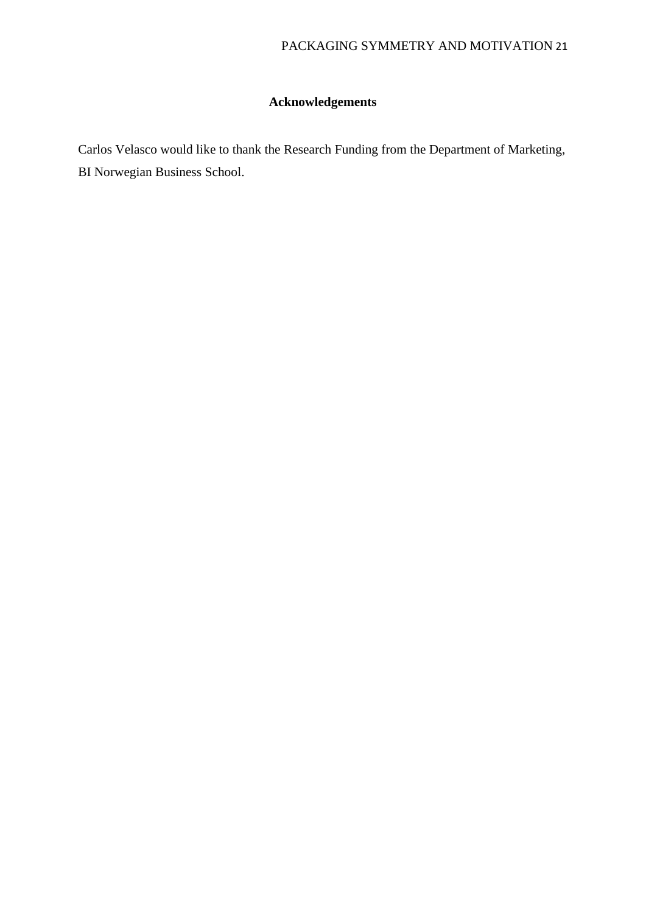## Acknowledgements

Carlos Velasco would like to thank the Research Funding from the Department of Marketing, BI Norwegian Business School.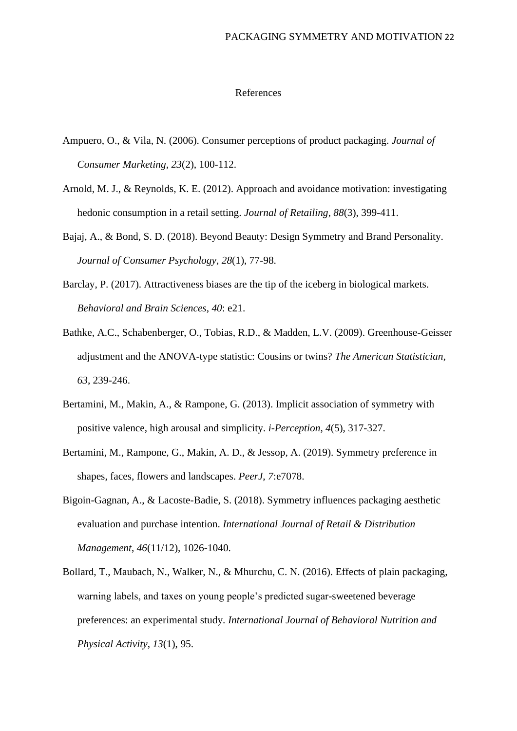# References

Ampuero, O., & Vila, N. (2006). Consumer perceptions of product packaging. *Journal of Consumer Marketing*, *23*(2), 100-112.

Arnold, M. J., & Reynolds, K. E. (2012). Approach and avoidance motivation: investigating hedonic consumption in a retail setting. *Journal of Retailing*, *88*(3), 399-411.

Bajaj, A., & Bond, S. D. (2018). Beyond Beauty: Design Symmetry and Brand Personality. *Journal of Consumer Psychology*, *28*(1), 77-98.

Barclay, P. (2017). Attractiveness biases are the tip of the iceberg in biological markets. *Behavioral and Brain Sciences*, *40*: e21.

Bathke, A.C., Schabenberger, O., Tobias, R.D., & Madden, L.V. (2009). Greenhouse-Geisser adjustment and the ANOVA-type statistic: Cousins or twins? *The American Statistician*, *63*, 239-246.

Bertamini, M., Makin, A., & Rampone, G. (2013). Implicit association of symmetry with positive valence, high arousal and simplicity. *i-Perception*, *4*(5), 317-327.

Bertamini, M., Rampone, G., Makin, A. D., & Jessop, A. (2019). Symmetry preference in shapes, faces, flowers and landscapes. *PeerJ*, *7*:e7078.

Bigoin-Gagnan, A., & Lacoste-Badie, S. (2018). Symmetry influences packaging aesthetic evaluation and purchase intention. *International Journal of Retail & Distribution Management*, *46*(11/12), 1026-1040.

Bollard, T., Maubach, N., Walker, N., & Mhurchu, C. N. (2016). Effects of plain packaging, warning labels, and taxes on young people's predicted sugar-sweetened beverage preferences: an experimental study. *International Journal of Behavioral Nutrition and Physical Activity*, *13*(1), 95.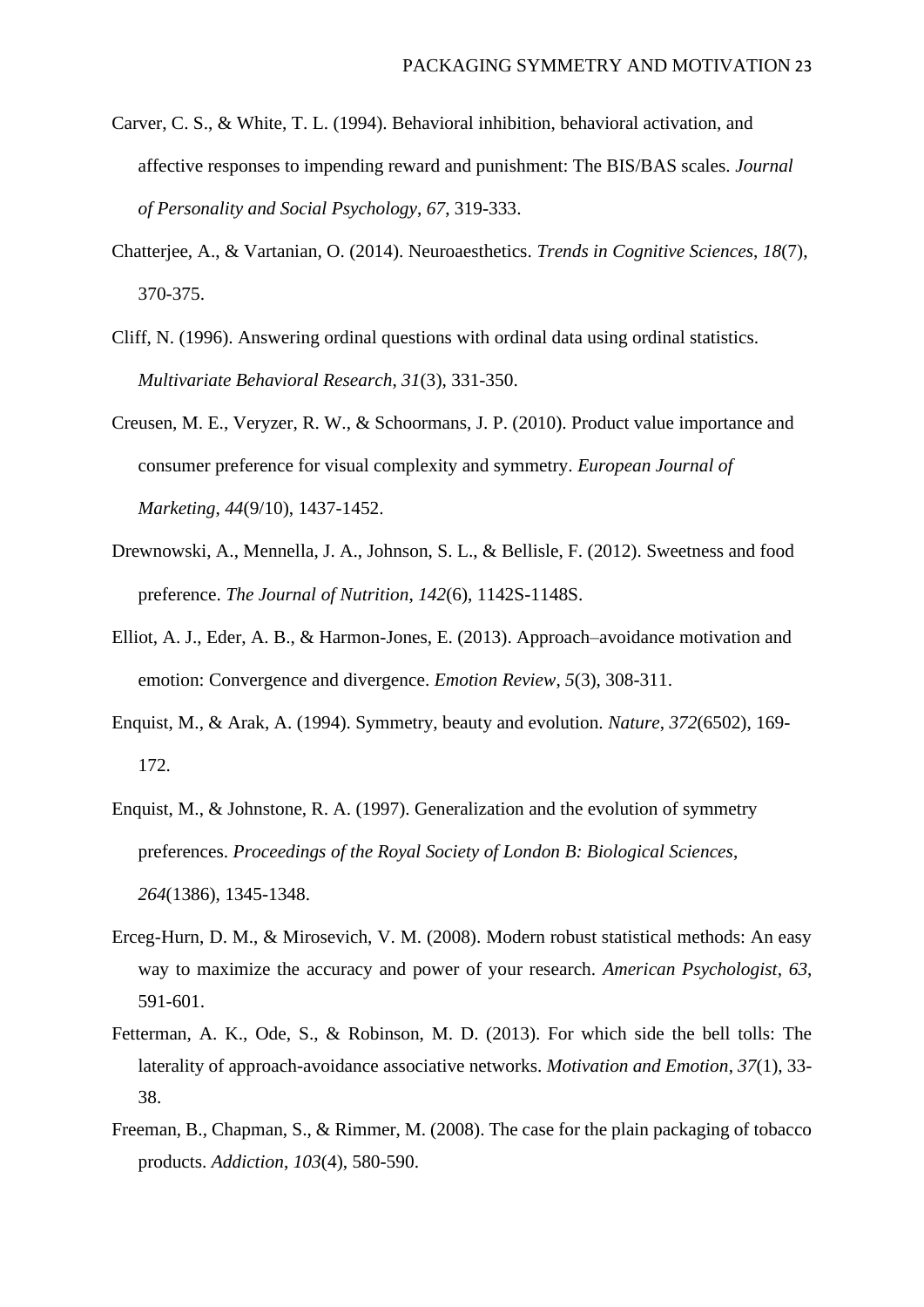Carver, C. S., & White, T. L. (1994). Behavioral inhibition, behavioral activation, and affective responses to impending reward and punishment: The BIS/BAS scales. *Journal of Personality and Social Psychology*, *67*, 319-333.

Chatterjee, A., & Vartanian, O. (2014). Neuroaesthetics. *Trends in Cognitive Sciences*, *18*(7), 370-375.

Cliff, N. (1996). Answering ordinal questions with ordinal data using ordinal statistics. *Multivariate Behavioral Research*, *31*(3), 331-350.

Creusen, M. E., Veryzer, R. W., & Schoormans, J. P. (2010). Product value importance and consumer preference for visual complexity and symmetry. *European Journal of Marketing*, *44*(9/10), 1437-1452.

Drewnowski, A., Mennella, J. A., Johnson, S. L., & Bellisle, F. (2012). Sweetness and food preference. *The Journal of Nutrition*, *142*(6), 1142S-1148S.

Elliot, A. J., Eder, A. B., & Harmon-Jones, E. (2013). Approach–avoidance motivation and emotion: Convergence and divergence. *Emotion Review*, *5*(3), 308-311.

Enquist, M., & Arak, A. (1994). Symmetry, beauty and evolution. *Nature*, *372*(6502), 169-172.

Enquist, M., & Johnstone, R. A. (1997). Generalization and the evolution of symmetry preferences. *Proceedings of the Royal Society of London B: Biological Sciences*, *264*(1386), 1345-1348.

Erceg-Hurn, D. M., & Mirosevich, V. M. (2008). Modern robust statistical methods: An easy way to maximize the accuracy and power of your research. *American Psychologist*, *63*, 591-601.

Fetterman, A. K., Ode, S., & Robinson, M. D. (2013). For which side the bell tolls: The laterality of approach-avoidance associative networks. *Motivation and Emotion*, *37*(1), 33-38.

Freeman, B., Chapman, S., & Rimmer, M. (2008). The case for the plain packaging of tobacco products. *Addiction*, *103*(4), 580-590.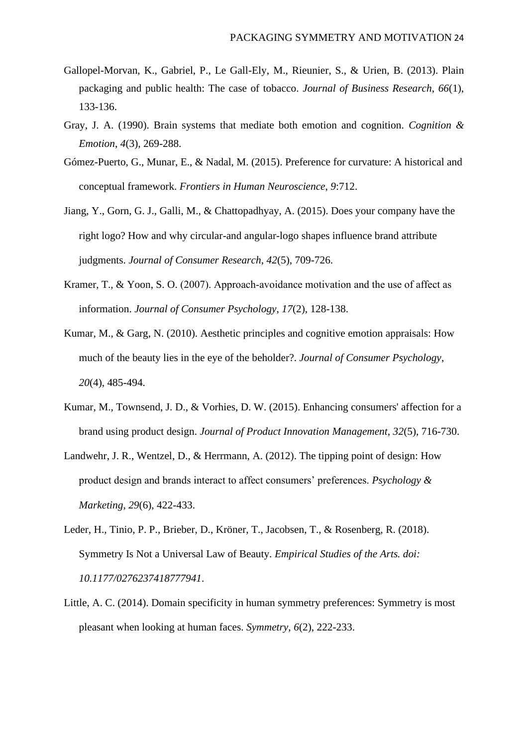Gallopel-Morvan, K., Gabriel, P., Le Gall-Ely, M., Rieunier, S., & Urien, B. (2013). Plain packaging and public health: The case of tobacco. *Journal of Business Research*, *66*(1), 133-136.

Gray, J. A. (1990). Brain systems that mediate both emotion and cognition. *Cognition & Emotion*, *4*(3), 269-288.

Gómez-Puerto, G., Munar, E., & Nadal, M. (2015). Preference for curvature: A historical and conceptual framework. *Frontiers in Human Neuroscience*, *9*:712.

Jiang, Y., Gorn, G. J., Galli, M., & Chattopadhyay, A. (2015). Does your company have the right logo? How and why circular-and angular-logo shapes influence brand attribute judgments. *Journal of Consumer Research*, *42*(5), 709-726.

Kramer, T., & Yoon, S. O. (2007). Approach-avoidance motivation and the use of affect as information. *Journal of Consumer Psychology*, *17*(2), 128-138.

Kumar, M., & Garg, N. (2010). Aesthetic principles and cognitive emotion appraisals: How much of the beauty lies in the eye of the beholder?. *Journal of Consumer Psychology*, *20*(4), 485-494.

Kumar, M., Townsend, J. D., & Vorhies, D. W. (2015). Enhancing consumers' affection for a brand using product design. *Journal of Product Innovation Management*, *32*(5), 716-730.

Landwehr, J. R., Wentzel, D., & Herrmann, A. (2012). The tipping point of design: How product design and brands interact to affect consumers' preferences. *Psychology & Marketing*, *29*(6), 422-433.

Leder, H., Tinio, P. P., Brieber, D., Kröner, T., Jacobsen, T., & Rosenberg, R. (2018). Symmetry Is Not a Universal Law of Beauty. *Empirical Studies of the Arts. doi: 10.1177/0276237418777941*.

Little, A. C. (2014). Domain specificity in human symmetry preferences: Symmetry is most pleasant when looking at human faces. *Symmetry*, *6*(2), 222-233.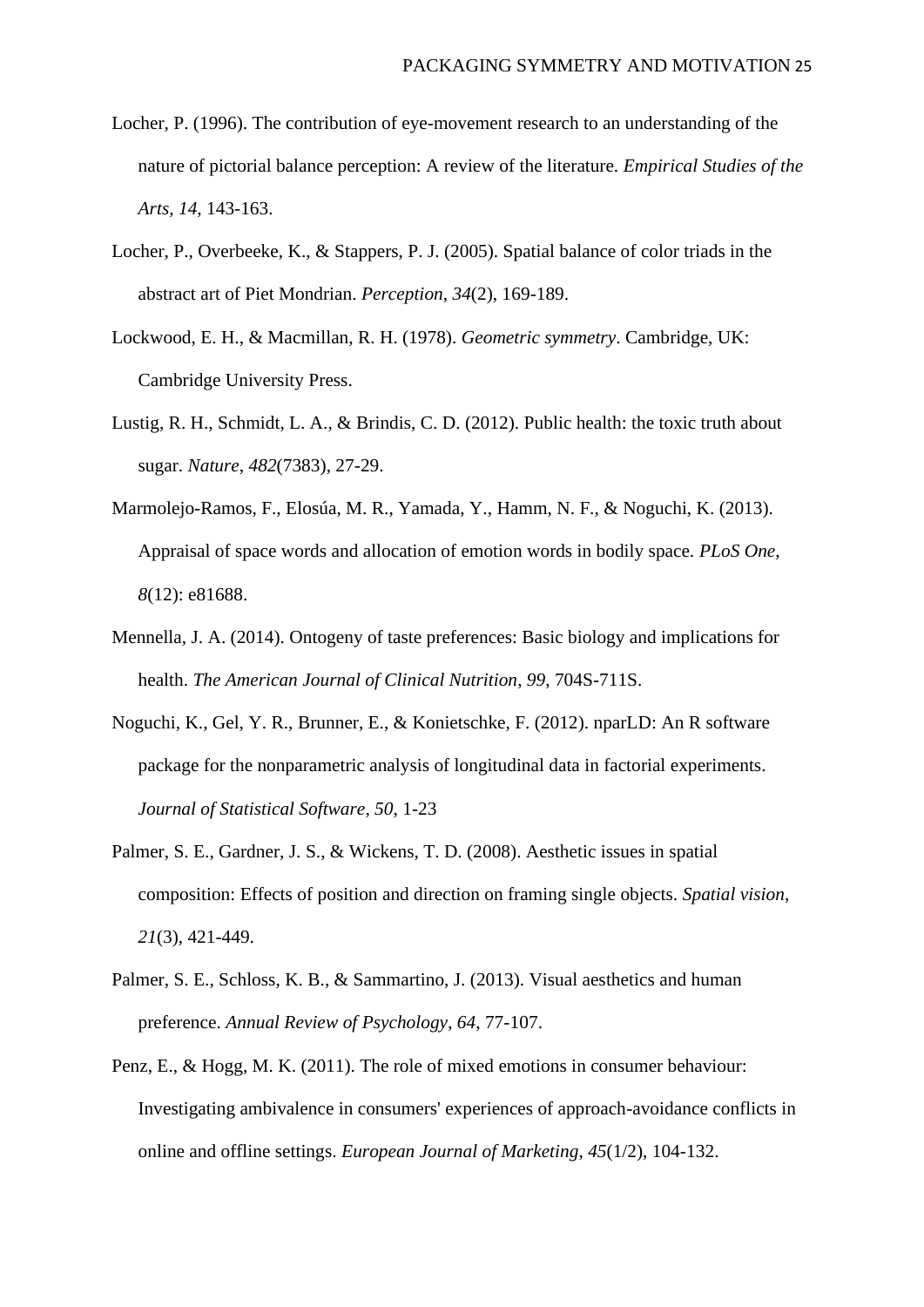Locher, P. (1996). The contribution of eye-movement research to an understanding of the nature of pictorial balance perception: A review of the literature. *Empirical Studies of the Arts*, *14*, 143-163.

Locher, P., Overbeeke, K., & Stappers, P. J. (2005). Spatial balance of color triads in the abstract art of Piet Mondrian. *Perception*, *34*(2), 169-189.

Lockwood, E. H., & Macmillan, R. H. (1978). *Geometric symmetry*. Cambridge, UK: Cambridge University Press.

Lustig, R. H., Schmidt, L. A., & Brindis, C. D. (2012). Public health: the toxic truth about sugar. *Nature*, *482*(7383), 27-29.

Marmolejo-Ramos, F., Elosúa, M. R., Yamada, Y., Hamm, N. F., & Noguchi, K. (2013). Appraisal of space words and allocation of emotion words in bodily space. *PLoS One*, *8*(12): e81688.

Mennella, J. A. (2014). Ontogeny of taste preferences: Basic biology and implications for health. *The American Journal of Clinical Nutrition*, *99*, 704S-711S.

Noguchi, K., Gel, Y. R., Brunner, E., & Konietschke, F. (2012). nparLD: An R software package for the nonparametric analysis of longitudinal data in factorial experiments. *Journal of Statistical Software*, *50*, 1-23

Palmer, S. E., Gardner, J. S., & Wickens, T. D. (2008). Aesthetic issues in spatial composition: Effects of position and direction on framing single objects. *Spatial vision*, *21*(3), 421-449.

Palmer, S. E., Schloss, K. B., & Sammartino, J. (2013). Visual aesthetics and human preference. *Annual Review of Psychology*, *64*, 77-107.

Penz, E., & Hogg, M. K. (2011). The role of mixed emotions in consumer behaviour: Investigating ambivalence in consumers' experiences of approach-avoidance conflicts in online and offline settings. *European Journal of Marketing*, *45*(1/2), 104-132.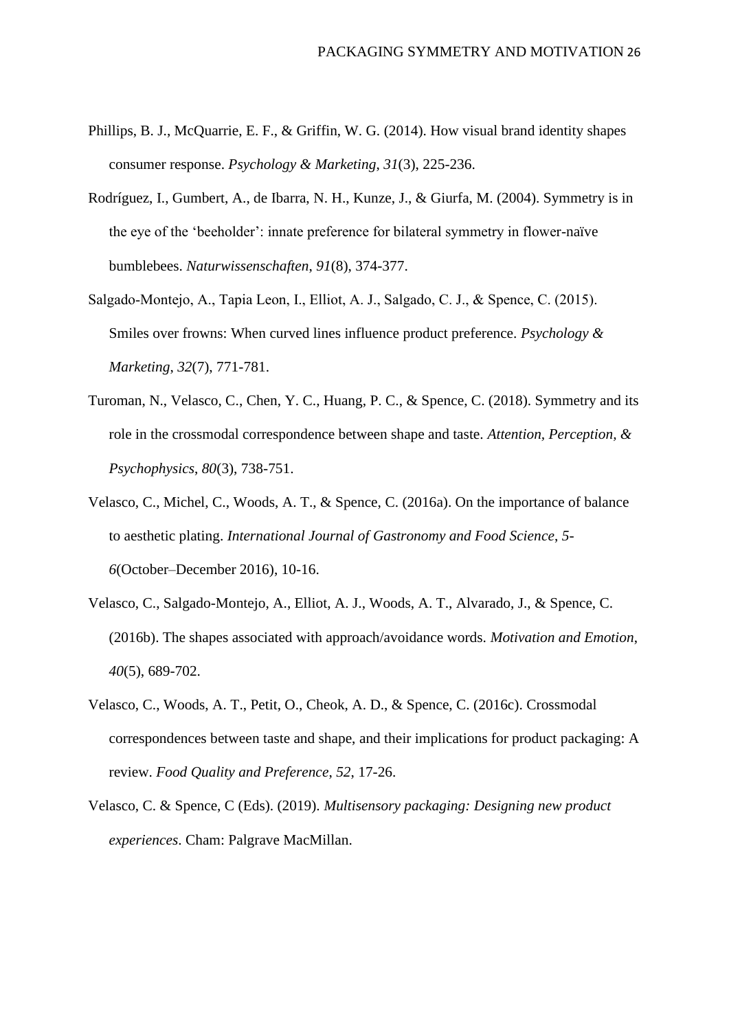Phillips, B. J., McQuarrie, E. F., & Griffin, W. G. (2014). How visual brand identity shapes consumer response. *Psychology & Marketing*, *31*(3), 225-236.

Rodríguez, I., Gumbert, A., de Ibarra, N. H., Kunze, J., & Giurfa, M. (2004). Symmetry is in the eye of the 'beeholder': innate preference for bilateral symmetry in flower-naïve bumblebees. *Naturwissenschaften*, *91*(8), 374-377.

Salgado-Montejo, A., Tapia Leon, I., Elliot, A. J., Salgado, C. J., & Spence, C. (2015). Smiles over frowns: When curved lines influence product preference. *Psychology & Marketing*, *32*(7), 771-781.

Turoman, N., Velasco, C., Chen, Y. C., Huang, P. C., & Spence, C. (2018). Symmetry and its role in the crossmodal correspondence between shape and taste. *Attention, Perception, & Psychophysics*, *80*(3), 738-751.

Velasco, C., Michel, C., Woods, A. T., & Spence, C. (2016a). On the importance of balance to aesthetic plating. *International Journal of Gastronomy and Food Science*, *5-6*(October–December 2016), 10-16.

Velasco, C., Salgado-Montejo, A., Elliot, A. J., Woods, A. T., Alvarado, J., & Spence, C. (2016b). The shapes associated with approach/avoidance words. *Motivation and Emotion*, *40*(5), 689-702.

Velasco, C., Woods, A. T., Petit, O., Cheok, A. D., & Spence, C. (2016c). Crossmodal correspondences between taste and shape, and their implications for product packaging: A review. *Food Quality and Preference*, *52*, 17-26.

Velasco, C. & Spence, C (Eds). (2019). *Multisensory packaging: Designing new product experiences*. Cham: Palgrave MacMillan.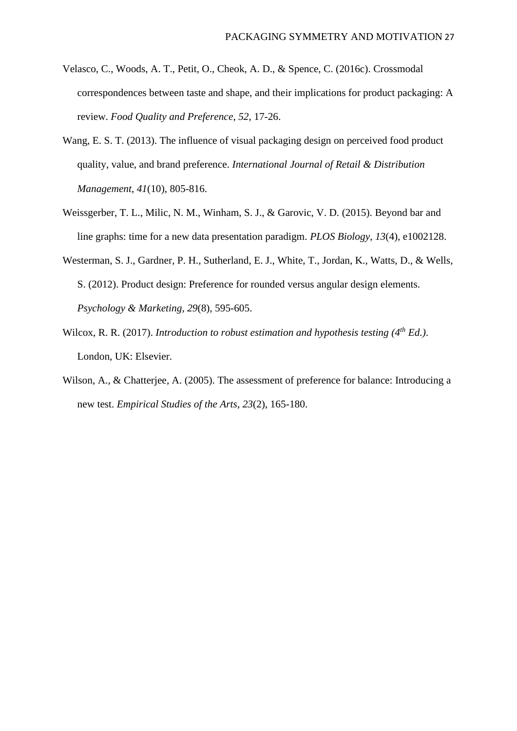Velasco, C., Woods, A. T., Petit, O., Cheok, A. D., & Spence, C. (2016c). Crossmodal correspondences between taste and shape, and their implications for product packaging: A review. *Food Quality and Preference*, *52*, 17-26.

Wang, E. S. T. (2013). The influence of visual packaging design on perceived food product quality, value, and brand preference. *International Journal of Retail & Distribution Management*, *41*(10), 805-816.

Weissgerber, T. L., Milic, N. M., Winham, S. J., & Garovic, V. D. (2015). Beyond bar and line graphs: time for a new data presentation paradigm. *PLOS Biology*, *13*(4), e1002128.

Westerman, S. J., Gardner, P. H., Sutherland, E. J., White, T., Jordan, K., Watts, D., & Wells, S. (2012). Product design: Preference for rounded versus angular design elements. *Psychology & Marketing*, *29*(8), 595-605.

Wilcox, R. R. (2017). *Introduction to robust estimation and hypothesis testing (4th Ed.)*. London, UK: Elsevier.

Wilson, A., & Chatterjee, A. (2005). The assessment of preference for balance: Introducing a new test. *Empirical Studies of the Arts*, *23*(2), 165-180.